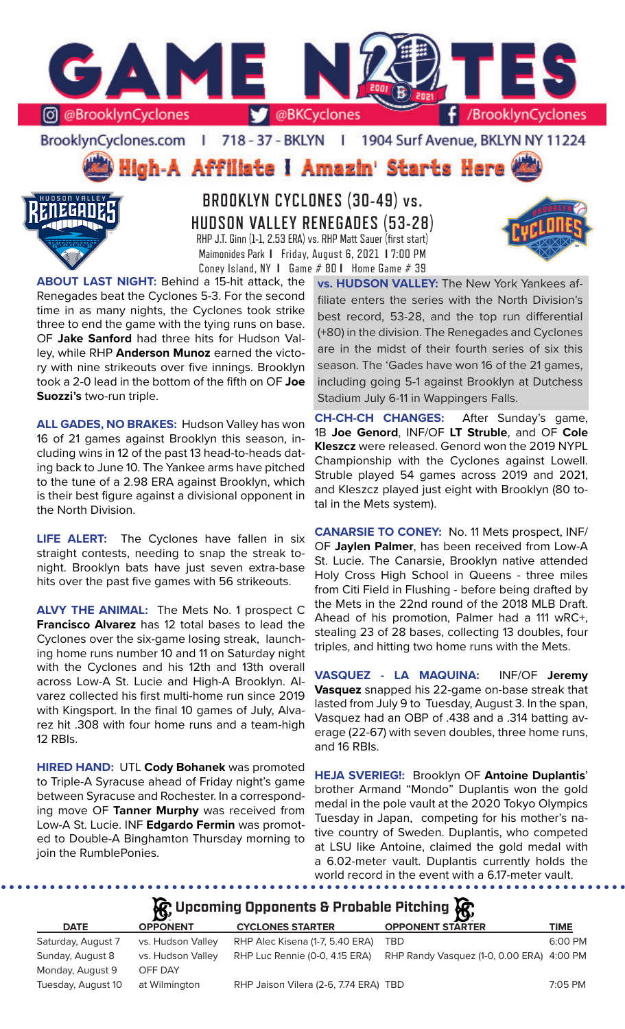# GAME NOTES

@BrooklynCyclones | @BKCyclones | /BrooklynCyclones

BrooklynCyclones.com | 718-37-BKLYN | 1904 Surf Avenue, BKLYN NY 11224

## High-A Affiliate | Amazin' Starts Here

## BROOKLYN CYCLONES (30-49) vs. HUDSON VALLEY RENEGADES (53-28)

RHP J.T. Ginn (1-1, 2.53 ERA) vs. RHP Matt Sauer (first start)
Maimonides Park | Friday, August 6, 2021 | 7:00 PM
Coney Island, NY | Game # 80 | Home Game # 39

**ABOUT LAST NIGHT:** Behind a 15-hit attack, the Renegades beat the Cyclones 5-3. For the second time in as many nights, the Cyclones took strike three to end the game with the tying runs on base. OF **Jake Sanford** had three hits for Hudson Valley, while RHP **Anderson Munoz** earned the victory with nine strikeouts over five innings. Brooklyn took a 2-0 lead in the bottom of the fifth on OF **Joe Suozzi's** two-run triple.

**ALL GADES, NO BRAKES:** Hudson Valley has won 16 of 21 games against Brooklyn this season, including wins in 12 of the past 13 head-to-heads dating back to June 10. The Yankee arms have pitched to the tune of a 2.98 ERA against Brooklyn, which is their best figure against a divisional opponent in the North Division.

**LIFE ALERT:** The Cyclones have fallen in six straight contests, needing to snap the streak tonight. Brooklyn bats have just seven extra-base hits over the past five games with 56 strikeouts.

**ALVY THE ANIMAL:** The Mets No. 1 prospect C **Francisco Alvarez** has 12 total bases to lead the Cyclones over the six-game losing streak, launching home runs number 10 and 11 on Saturday night with the Cyclones and his 12th and 13th overall across Low-A St. Lucie and High-A Brooklyn. Alvarez collected his first multi-home run since 2019 with Kingsport. In the final 10 games of July, Alvarez hit .308 with four home runs and a team-high 12 RBIs.

**HIRED HAND:** UTL **Cody Bohanek** was promoted to Triple-A Syracuse ahead of Friday night's game between Syracuse and Rochester. In a corresponding move OF **Tanner Murphy** was received from Low-A St. Lucie. INF **Edgardo Fermin** was promoted to Double-A Binghamton Thursday morning to join the RumblePonies.

**vs. HUDSON VALLEY:** The New York Yankees affiliate enters the series with the North Division's best record, 53-28, and the top run differential (+80) in the division. The Renegades and Cyclones are in the midst of their fourth series of six this season. The 'Gades have won 16 of the 21 games, including going 5-1 against Brooklyn at Dutchess Stadium July 6-11 in Wappingers Falls.

**CH-CH-CH CHANGES:** After Sunday's game, 1B **Joe Genord**, INF/OF **LT Struble**, and OF **Cole Kleszcz** were released. Genord won the 2019 NYPL Championship with the Cyclones against Lowell. Struble played 54 games across 2019 and 2021, and Kleszcz played just eight with Brooklyn (80 total in the Mets system).

**CANARSIE TO CONEY:** No. 11 Mets prospect, INF/OF **Jaylen Palmer**, has been received from Low-A St. Lucie. The Canarsie, Brooklyn native attended Holy Cross High School in Queens - three miles from Citi Field in Flushing - before being drafted by the Mets in the 22nd round of the 2018 MLB Draft. Ahead of his promotion, Palmer had a 111 wRC+, stealing 23 of 28 bases, collecting 13 doubles, four triples, and hitting two home runs with the Mets.

**VASQUEZ - LA MAQUINA:** INF/OF **Jeremy Vasquez** snapped his 22-game on-base streak that lasted from July 9 to Tuesday, August 3. In the span, Vasquez had an OBP of .438 and a .314 batting average (22-67) with seven doubles, three home runs, and 16 RBIs.

**HEJA SVERIEG!:** Brooklyn OF **Antoine Duplantis**' brother Armand "Mondo" Duplantis won the gold medal in the pole vault at the 2020 Tokyo Olympics Tuesday in Japan, competing for his mother's native country of Sweden. Duplantis, who competed at LSU like Antoine, claimed the gold medal with a 6.02-meter vault. Duplantis currently holds the world record in the event with a 6.17-meter vault.

## Upcoming Opponents & Probable Pitching

| DATE | OPPONENT | CYCLONES STARTER | OPPONENT STARTER | TIME |
|---|---|---|---|---|
| Saturday, August 7 | vs. Hudson Valley | RHP Alec Kisena (1-7, 5.40 ERA) | TBD | 6:00 PM |
| Sunday, August 8 | vs. Hudson Valley | RHP Luc Rennie (0-0, 4.15 ERA) | RHP Randy Vasquez (1-0, 0.00 ERA) | 4:00 PM |
| Monday, August 9 | OFF DAY | | | |
| Tuesday, August 10 | at Wilmington | RHP Jaison Vilera (2-6, 7.74 ERA) | TBD | 7:05 PM |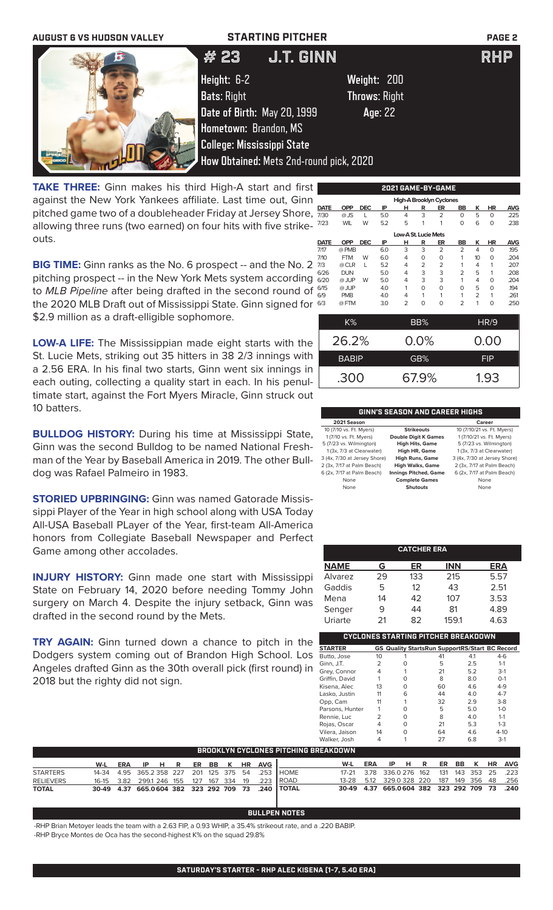AUGUST 6 VS HUDSON VALLEY — STARTING PITCHER

# # 23 J.T. GINN — RHP

Height: 6-2 Weight: 200
Bats: Right Throws: Right
Date of Birth: May 20, 1999 Age: 22
Hometown: Brandon, MS
College: Mississippi State
How Obtained: Mets 2nd-round pick, 2020

**TAKE THREE:** Ginn makes his third High-A start and first against the New York Yankees affiliate. Last time out, Ginn pitched game two of a doubleheader Friday at Jersey Shore, allowing three runs (two earned) on four hits with five strikeouts.

**BIG TIME:** Ginn ranks as the No. 6 prospect -- and the No. 2 pitching prospect -- in the New York Mets system according to *MLB Pipeline* after being drafted in the second round of the 2020 MLB Draft out of Mississippi State. Ginn signed for $2.9 million as a draft-elligible sophomore.

**LOW-A LIFE:** The Mississippian made eight starts with the St. Lucie Mets, striking out 35 hitters in 38 2/3 innings with a 2.56 ERA. In his final two starts, Ginn went six innings in each outing, collecting a quality start in each. In his penultimate start, against the Fort Myers Miracle, Ginn struck out 10 batters.

**BULLDOG HISTORY:** During his time at Mississippi State, Ginn was the second Bulldog to be named National Freshman of the Year by Baseball America in 2019. The other Bulldog was Rafael Palmeiro in 1983.

**STORIED UPBRINGING:** Ginn was named Gatorade Mississippi Player of the Year in high school along with USA Today All-USA Baseball PLayer of the Year, first-team All-America honors from Collegiate Baseball Newspaper and Perfect Game among other accolades.

**INJURY HISTORY:** Ginn made one start with Mississippi State on February 14, 2020 before needing Tommy John surgery on March 4. Despite the injury setback, Ginn was drafted in the second round by the Mets.

**TRY AGAIN:** Ginn turned down a chance to pitch in the Dodgers system coming out of Brandon High School. Los Angeles drafted Ginn as the 30th overall pick (first round) in 2018 but the righty did not sign.

## 2021 GAME-BY-GAME

**High-A Brooklyn Cyclones**

| DATE | OPP | DEC | IP | H | R | ER | BB | K | HR | AVG |
|---|---|---|---|---|---|---|---|---|---|---|
| 7/30 | @ JS | L | 5.0 | 4 | 3 | 2 | 0 | 5 | 0 | .225 |
| 7/23 | WIL | W | 5.2 | 5 | 1 | 1 | 0 | 6 | 0 | .238 |

**Low-A St. Lucie Mets**

| DATE | OPP | DEC | IP | H | R | ER | BB | K | HR | AVG |
|---|---|---|---|---|---|---|---|---|---|---|
| 7/17 | @ PMB | | 6.0 | 3 | 3 | 2 | 2 | 4 | 0 | .195 |
| 7/10 | FTM | W | 6.0 | 4 | 0 | 0 | 1 | 10 | 0 | .204 |
| 7/3 | @ CLR | L | 5.2 | 4 | 2 | 2 | 1 | 4 | 1 | .207 |
| 6/26 | DUN | | 5.0 | 4 | 3 | 3 | 2 | 5 | 1 | .208 |
| 6/20 | @ JUP | W | 5.0 | 4 | 3 | 3 | 1 | 4 | 0 | .204 |
| 6/15 | @ JUP | | 4.0 | 1 | 0 | 0 | 0 | 5 | 0 | .194 |
| 6/9 | PMB | | 4.0 | 4 | 1 | 1 | 1 | 2 | 1 | .261 |
| 6/3 | @ FTM | | 3.0 | 2 | 0 | 0 | 2 | 1 | 0 | .250 |

| K% | BB% | HR/9 |
|---|---|---|
| 26.2% | 0.0% | 0.00 |

| BABIP | GB% | FIP |
|---|---|---|
| .300 | 67.9% | 1.93 |

## GINN'S SEASON AND CAREER HIGHS

| 2021 Season | | Career |
|---|---|---|
| 10 (7/10 vs. Ft. Myers) | Strikeouts | 10 (7/10/21 vs. Ft. Myers) |
| 1 (7/10 vs. Ft. Myers) | Double Digit K Games | 1 (7/10/21 vs. Ft. Myers) |
| 5 (7/23 vs. Wilmington) | High Hits, Game | 5 (7/23 vs. Wilmington) |
| 1 (3x, 7/3 at Clearwater) | High HR, Game | 1 (3x, 7/3 at Clearwater) |
| 3 (4x, 7/30 at Jersey Shore) | High Runs, Game | 3 (4x, 7/30 at Jersey Shore) |
| 2 (3x, 7/17 at Palm Beach) | High Walks, Game | 2 (3x, 7/17 at Palm Beach) |
| 6 (2x, 7/17 at Palm Beach) | Innings Pitched, Game | 6 (2x, 7/17 at Palm Beach) |
| None | Complete Games | None |
| None | Shutouts | None |

## CATCHER ERA

| NAME | G | ER | INN | ERA |
|---|---|---|---|---|
| Alvarez | 29 | 133 | 215 | 5.57 |
| Gaddis | 5 | 12 | 43 | 2.51 |
| Mena | 14 | 42 | 107 | 3.53 |
| Senger | 9 | 44 | 81 | 4.89 |
| Uriarte | 21 | 82 | 159.1 | 4.63 |

## CYCLONES STARTING PITCHER BREAKDOWN

| STARTER | GS | Quality Starts | Run Support | RS/Start | BC Record |
|---|---|---|---|---|---|
| Butto, Jose | 10 | 1 | 41 | 4.1 | 4-6 |
| Ginn, J.T. | 2 | 0 | 5 | 2.5 | 1-1 |
| Grey, Connor | 4 | 1 | 21 | 5.2 | 3-1 |
| Griffin, David | 1 | 0 | 8 | 8.0 | 0-1 |
| Kisena, Alec | 13 | 0 | 60 | 4.6 | 4-9 |
| Lasko, Justin | 11 | 6 | 44 | 4.0 | 4-7 |
| Opp, Cam | 11 | 1 | 32 | 2.9 | 3-8 |
| Parsons, Hunter | 1 | 0 | 5 | 5.0 | 1-0 |
| Rennie, Luc | 2 | 0 | 8 | 4.0 | 1-1 |
| Rojas, Oscar | 4 | 0 | 21 | 5.3 | 1-3 |
| Vilera, Jaison | 14 | 0 | 64 | 4.6 | 4-10 |
| Walker, Josh | 4 | 1 | 27 | 6.8 | 3-1 |

## BROOKLYN CYCLONES PITCHING BREAKDOWN

| | W-L | ERA | IP | H | R | ER | BB | K | HR | AVG |
|---|---|---|---|---|---|---|---|---|---|---|
| STARTERS | 14-34 | 4.95 | 365.2 | 358 | 227 | 201 | 125 | 375 | 54 | .253 |
| RELIEVERS | 16-15 | 3.82 | 299.1 | 246 | 155 | 127 | 167 | 334 | 19 | .223 |
| TOTAL | 30-49 | 4.37 | 665.0 | 604 | 382 | 323 | 292 | 709 | 73 | .240 |

| | W-L | ERA | IP | H | R | ER | BB | K | HR | AVG |
|---|---|---|---|---|---|---|---|---|---|---|
| HOME | 17-21 | 3.78 | 336.0 | 276 | 162 | 131 | 143 | 353 | 25 | .223 |
| ROAD | 13-28 | 5.12 | 329.0 | 328 | 220 | 187 | 149 | 356 | 48 | .256 |
| TOTAL | 30-49 | 4.37 | 665.0 | 604 | 382 | 323 | 292 | 709 | 73 | .240 |

## BULLPEN NOTES

-RHP Brian Metoyer leads the team with a 2.63 FIP, a 0.93 WHIP, a 35.4% strikeout rate, and a .220 BABIP.
-RHP Bryce Montes de Oca has the second-highest K% on the squad 29.8%

**SATURDAY'S STARTER - RHP ALEC KISENA (1-7, 5.40 ERA)**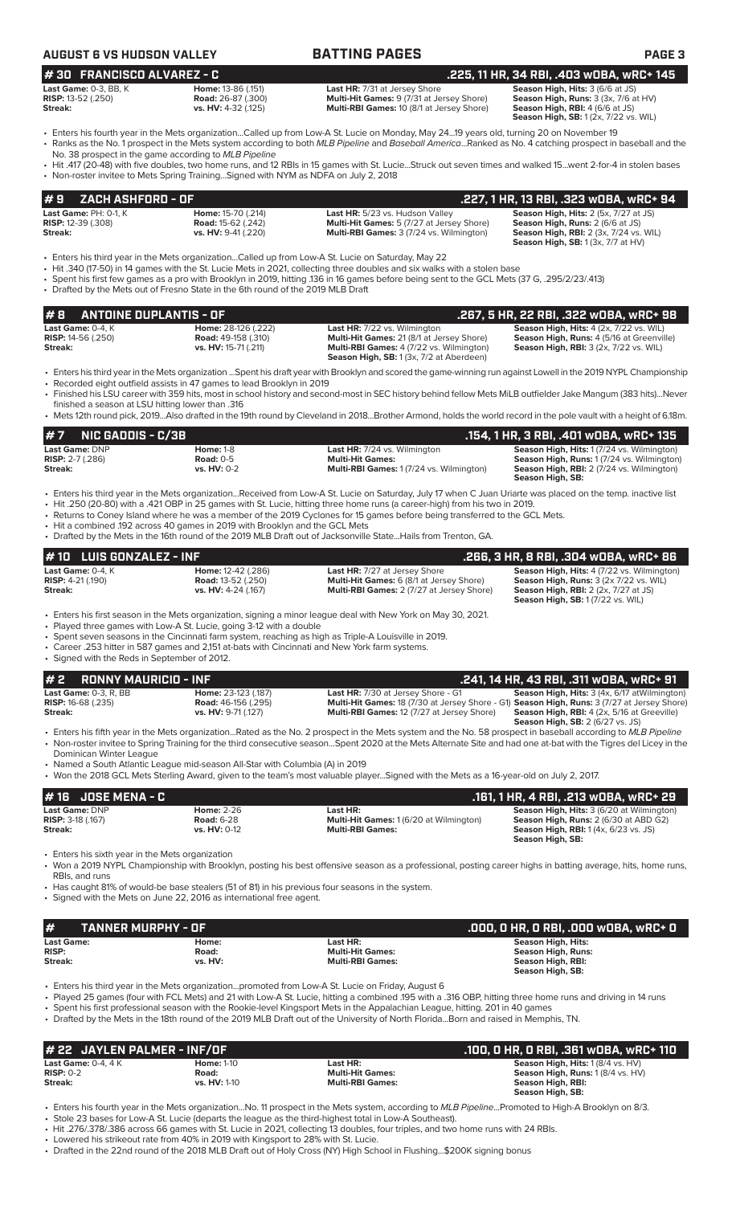## # 30 FRANCISCO ALVAREZ - C
**.225, 11 HR, 34 RBI, .403 wOBA, wRC+ 145**

| | | | |
|---|---|---|---|
| **Last Game:** 0-3, BB, K | **Home:** 13-86 (.151) | **Last HR:** 7/31 at Jersey Shore | **Season High, Hits:** 3 (6/6 at JS) |
| **RISP:** 13-52 (.250) | **Road:** 26-87 (.300) | **Multi-Hit Games:** 9 (7/31 at Jersey Shore) | **Season High, Runs:** 3 (3x, 7/6 at HV) |
| **Streak:** | **vs. HV:** 4-32 (.125) | **Multi-RBI Games:** 10 (8/1 at Jersey Shore) | **Season High, RBI:** 4 (6/6 at JS) |
| | | | **Season High, SB:** 1 (2x, 7/22 vs. WIL) |

- Enters his fourth year in the Mets organization...Called up from Low-A St. Lucie on Monday, May 24...19 years old, turning 20 on November 19
- Ranks as the No. 1 prospect in the Mets system according to both *MLB Pipeline* and *Baseball America*...Ranked as No. 4 catching prospect in baseball and the No. 38 prospect in the game according to *MLB Pipeline*
- Hit .417 (20-48) with five doubles, two home runs, and 12 RBIs in 15 games with St. Lucie...Struck out seven times and walked 15...went 2-for-4 in stolen bases
- Non-roster invitee to Mets Spring Training...Signed with NYM as NDFA on July 2, 2018

## # 9 ZACH ASHFORD - OF
**.227, 1 HR, 13 RBI, .323 wOBA, wRC+ 94**

| | | | |
|---|---|---|---|
| **Last Game:** PH: 0-1, K | **Home:** 15-70 (.214) | **Last HR:** 5/23 vs. Hudson Valley | **Season High, Hits:** 2 (5x, 7/27 at JS) |
| **RISP:** 12-39 (.308) | **Road:** 15-62 (.242) | **Multi-Hit Games:** 5 (7/27 at Jersey Shore) | **Season High, Runs:** 2 (6/6 at JS) |
| **Streak:** | **vs. HV:** 9-41 (.220) | **Multi-RBI Games:** 3 (7/24 vs. Wilmington) | **Season High, RBI:** 2 (3x, 7/24 vs. WIL) |
| | | | **Season High, SB:** 1 (3x, 7/7 at HV) |

- Enters his third year in the Mets organization...Called up from Low-A St. Lucie on Saturday, May 22
- Hit .340 (17-50) in 14 games with the St. Lucie Mets in 2021, collecting three doubles and six walks with a stolen base
- Spent his first few games as a pro with Brooklyn in 2019, hitting .136 in 16 games before being sent to the GCL Mets (37 G, .295/2/23/.413)
- Drafted by the Mets out of Fresno State in the 6th round of the 2019 MLB Draft

## # 8 ANTOINE DUPLANTIS - OF
**.267, 5 HR, 22 RBI, .322 wOBA, wRC+ 98**

| | | | |
|---|---|---|---|
| **Last Game:** 0-4, K | **Home:** 28-126 (.222) | **Last HR:** 7/22 vs. Wilmington | **Season High, Hits:** 4 (2x, 7/22 vs. WIL) |
| **RISP:** 14-56 (.250) | **Road:** 49-158 (.310) | **Multi-Hit Games:** 21 (8/1 at Jersey Shore) | **Season High, Runs:** 4 (5/16 at Greenville) |
| **Streak:** | **vs. HV:** 15-71 (.211) | **Multi-RBI Games:** 4 (7/22 vs. Wilmington) | **Season High, RBI:** 3 (2x, 7/22 vs. WIL) |
| | | **Season High, SB:** 1 (3x, 7/2 at Aberdeen) | |

- Enters his third year in the Mets organization ...Spent his draft year with Brooklyn and scored the game-winning run against Lowell in the 2019 NYPL Championship
- Recorded eight outfield assists in 47 games to lead Brooklyn in 2019
- Finished his LSU career with 359 hits, most in school history and second-most in SEC history behind fellow Mets MiLB outfielder Jake Mangum (383 hits)...Never finished a season at LSU hitting lower than .316
- Mets 12th round pick, 2019...Also drafted in the 19th round by Cleveland in 2018...Brother Armond, holds the world record in the pole vault with a height of 6.18m.

## # 7 NIC GADDIS - C/3B
**.154, 1 HR, 3 RBI, .401 wOBA, wRC+ 135**

| | | | |
|---|---|---|---|
| **Last Game:** DNP | **Home:** 1-8 | **Last HR:** 7/24 vs. Wilmington | **Season High, Hits:** 1 (7/24 vs. Wilmington) |
| **RISP:** 2-7 (.286) | **Road:** 0-5 | **Multi-Hit Games:** | **Season High, Runs:** 1 (7/24 vs. Wilmington) |
| **Streak:** | **vs. HV:** 0-2 | **Multi-RBI Games:** 1 (7/24 vs. Wilmington) | **Season High, RBI:** 2 (7/24 vs. Wilmington) |
| | | | **Season High, SB:** |

- Enters his third year in the Mets organization...Received from Low-A St. Lucie on Saturday, July 17 when C Juan Uriarte was placed on the temp. inactive list
- Hit .250 (20-80) with a .421 OBP in 25 games with St. Lucie, hitting three home runs (a career-high) from his two in 2019.
- Returns to Coney Island where he was a member of the 2019 Cyclones for 15 games before being transferred to the GCL Mets.
- Hit a combined .192 across 40 games in 2019 with Brooklyn and the GCL Mets
- Drafted by the Mets in the 16th round of the 2019 MLB Draft out of Jacksonville State...Hails from Trenton, GA.

## # 10 LUIS GONZALEZ - INF
**.266, 3 HR, 8 RBI, .304 wOBA, wRC+ 86**

| | | | |
|---|---|---|---|
| **Last Game:** 0-4, K | **Home:** 12-42 (.286) | **Last HR:** 7/27 at Jersey Shore | **Season High, Hits:** 4 (7/22 vs. Wilmington) |
| **RISP:** 4-21 (.190) | **Road:** 13-52 (.250) | **Multi-Hit Games:** 6 (8/1 at Jersey Shore) | **Season High, Runs:** 3 (2x 7/22 vs. WIL) |
| **Streak:** | **vs. HV:** 4-24 (.167) | **Multi-RBI Games:** 2 (7/27 at Jersey Shore) | **Season High, RBI:** 2 (2x, 7/27 at JS) |
| | | | **Season High, SB:** 1 (7/22 vs. WIL) |

- Enters his first season in the Mets organization, signing a minor league deal with New York on May 30, 2021.
- Played three games with Low-A St. Lucie, going 3-12 with a double
- Spent seven seasons in the Cincinnati farm system, reaching as high as Triple-A Louisville in 2019.
- Career .253 hitter in 587 games and 2,151 at-bats with Cincinnati and New York farm systems.
- Signed with the Reds in September of 2012.

## # 2 RONNY MAURICIO - INF
**.241, 14 HR, 43 RBI, .311 wOBA, wRC+ 91**

| | | | |
|---|---|---|---|
| **Last Game:** 0-3, R, BB | **Home:** 23-123 (.187) | **Last HR:** 7/30 at Jersey Shore - G1 | **Season High, Hits:** 3 (4x, 6/17 atWilmington) |
| **RISP:** 16-68 (.235) | **Road:** 46-156 (.295) | **Multi-Hit Games:** 18 (7/30 at Jersey Shore - G1) | **Season High, Runs:** 3 (7/27 at Jersey Shore) |
| **Streak:** | **vs. HV:** 9-71 (.127) | **Multi-RBI Games:** 12 (7/27 at Jersey Shore) | **Season High, RBI:** 4 (2x, 5/16 at Greeville) |
| | | | **Season High, SB:** 2 (6/27 vs. JS) |

- Enters his fifth year in the Mets organization...Rated as the No. 2 prospect in the Mets system and the No. 58 prospect in baseball according to *MLB Pipeline*
- Non-roster invitee to Spring Training for the third consecutive season...Spent 2020 at the Mets Alternate Site and had one at-bat with the Tigres del Licey in the Dominican Winter League
- Named a South Atlantic League mid-season All-Star with Columbia (A) in 2019
- Won the 2018 GCL Mets Sterling Award, given to the team's most valuable player...Signed with the Mets as a 16-year-old on July 2, 2017.

## # 16 JOSE MENA - C
**.161, 1 HR, 4 RBI, .213 wOBA, wRC+ 29**

| | | | |
|---|---|---|---|
| **Last Game:** DNP | **Home:** 2-26 | **Last HR:** | **Season High, Hits:** 3 (6/20 at Wilmington) |
| **RISP:** 3-18 (.167) | **Road:** 6-28 | **Multi-Hit Games:** 1 (6/20 at Wilmington) | **Season High, Runs:** 2 (6/30 at ABD G2) |
| **Streak:** | **vs. HV:** 0-12 | **Multi-RBI Games:** | **Season High, RBI:** 1 (4x, 6/23 vs. JS) |
| | | | **Season High, SB:** |

- Enters his sixth year in the Mets organization
- Won a 2019 NYPL Championship with Brooklyn, posting his best offensive season as a professional, posting career highs in batting average, hits, home runs, RBIs, and runs
- Has caught 81% of would-be base stealers (51 of 81) in his previous four seasons in the system.
- Signed with the Mets on June 22, 2016 as international free agent.

## # TANNER MURPHY - OF
**.000, 0 HR, 0 RBI, .000 wOBA, wRC+ 0**

| | | | |
|---|---|---|---|
| **Last Game:** | **Home:** | **Last HR:** | **Season High, Hits:** |
| **RISP:** | **Road:** | **Multi-Hit Games:** | **Season High, Runs:** |
| **Streak:** | **vs. HV:** | **Multi-RBI Games:** | **Season High, RBI:** |
| | | | **Season High, SB:** |

- Enters his third year in the Mets organization...promoted from Low-A St. Lucie on Friday, August 6
- Played 25 games (four with FCL Mets) and 21 with Low-A St. Lucie, hitting a combined .195 with a .316 OBP, hitting three home runs and driving in 14 runs
- Spent his first professional season with the Rookie-level Kingsport Mets in the Appalachian League, hitting. 201 in 40 games
- Drafted by the Mets in the 18th round of the 2019 MLB Draft out of the University of North Florida...Born and raised in Memphis, TN.

## # 22 JAYLEN PALMER - INF/OF
**.100, 0 HR, 0 RBI, .361 wOBA, wRC+ 110**

| | | | |
|---|---|---|---|
| **Last Game:** 0-4, 4 K | **Home:** 1-10 | **Last HR:** | **Season High, Hits:** 1 (8/4 vs. HV) |
| **RISP:** 0-2 | **Road:** | **Multi-Hit Games:** | **Season High, Runs:** 1 (8/4 vs. HV) |
| **Streak:** | **vs. HV:** 1-10 | **Multi-RBI Games:** | **Season High, RBI:** |
| | | | **Season High, SB:** |

- Enters his fourth year in the Mets organization...No. 11 prospect in the Mets system, according to *MLB Pipeline*...Promoted to High-A Brooklyn on 8/3.
- Stole 23 bases for Low-A St. Lucie (departs the league as the third-highest total in Low-A Southeast).
- Hit .276/.378/.386 across 66 games with St. Lucie in 2021, collecting 13 doubles, four triples, and two home runs with 24 RBIs.
- Lowered his strikeout rate from 40% in 2019 with Kingsport to 28% with St. Lucie.
- Drafted in the 22nd round of the 2018 MLB Draft out of Holy Cross (NY) High School in Flushing...$200K signing bonus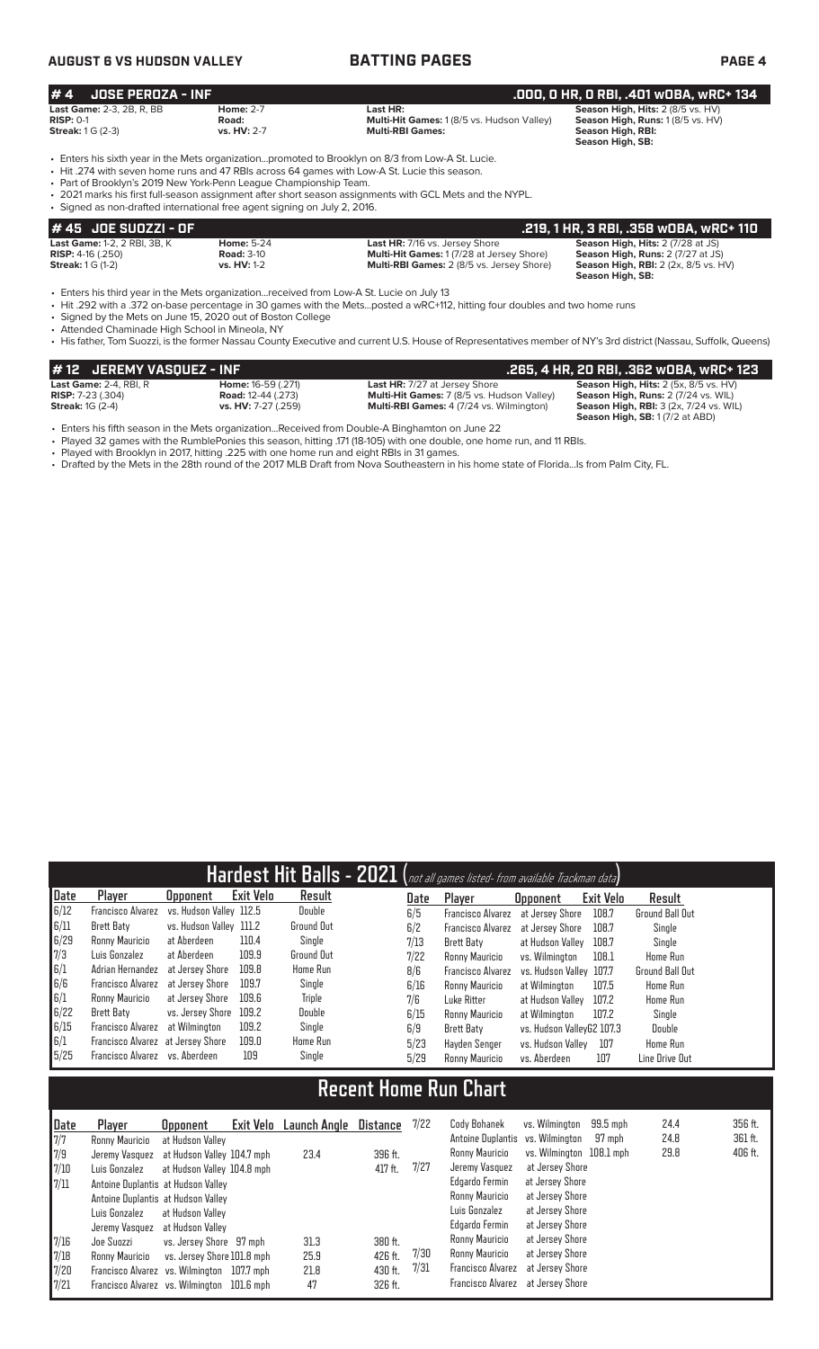## # 4 JOSE PEROZA - INF .000, 0 HR, 0 RBI, .401 wOBA, wRC+ 134

**Last Game:** 2-3, 2B, R, BB **Home:** 2-7 **Last HR:** **Season High, Hits:** 2 (8/5 vs. HV)
**RISP:** 0-1 **Road:** **Multi-Hit Games:** 1 (8/5 vs. Hudson Valley) **Season High, Runs:** 1 (8/5 vs. HV)
**Streak:** 1 G (2-3) **vs. HV:** 2-7 **Multi-RBI Games:** **Season High, RBI:**
**Season High, SB:**

- Enters his sixth year in the Mets organization...promoted to Brooklyn on 8/3 from Low-A St. Lucie.
- Hit .274 with seven home runs and 47 RBIs across 64 games with Low-A St. Lucie this season.
- Part of Brooklyn's 2019 New York-Penn League Championship Team.
- 2021 marks his first full-season assignment after short season assignments with GCL Mets and the NYPL.
- Signed as non-drafted international free agent signing on July 2, 2016.

## # 45 JOE SUOZZI - OF .219, 1 HR, 3 RBI, .358 wOBA, wRC+ 110

**Last Game:** 1-2, 2 RBI, 3B, K **Home:** 5-24 **Last HR:** 7/16 vs. Jersey Shore **Season High, Hits:** 2 (7/28 at JS)
**RISP:** 4-16 (.250) **Road:** 3-10 **Multi-Hit Games:** 1 (7/28 at Jersey Shore) **Season High, Runs:** 2 (7/27 at JS)
**Streak:** 1 G (1-2) **vs. HV:** 1-2 **Multi-RBI Games:** 2 (8/5 vs. Jersey Shore) **Season High, RBI:** 2 (2x, 8/5 vs. HV)
**Season High, SB:**

- Enters his third year in the Mets organization...received from Low-A St. Lucie on July 13
- Hit .292 with a .372 on-base percentage in 30 games with the Mets...posted a wRC+112, hitting four doubles and two home runs
- Signed by the Mets on June 15, 2020 out of Boston College
- Attended Chaminade High School in Mineola, NY
- His father, Tom Suozzi, is the former Nassau County Executive and current U.S. House of Representatives member of NY's 3rd district (Nassau, Suffolk, Queens)

## # 12 JEREMY VASQUEZ - INF .265, 4 HR, 20 RBI, .362 wOBA, wRC+ 123

**Last Game:** 2-4, RBI, R **Home:** 16-59 (.271) **Last HR:** 7/27 at Jersey Shore **Season High, Hits:** 2 (5x, 8/5 vs. HV)
**RISP:** 7-23 (.304) **Road:** 12-44 (.273) **Multi-Hit Games:** 7 (8/5 vs. Hudson Valley) **Season High, Runs:** 2 (7/24 vs. WIL)
**Streak:** 1G (2-4) **vs. HV:** 7-27 (.259) **Multi-RBI Games:** 4 (7/24 vs. Wilmington) **Season High, RBI:** 3 (2x, 7/24 vs. WIL)
**Season High, SB:** 1 (7/2 at ABD)

- Enters his fifth season in the Mets organization...Received from Double-A Binghamton on June 22
- Played 32 games with the RumblePonies this season, hitting .171 (18-105) with one double, one home run, and 11 RBIs.
- Played with Brooklyn in 2017, hitting .225 with one home run and eight RBIs in 31 games.
- Drafted by the Mets in the 28th round of the 2017 MLB Draft from Nova Southeastern in his home state of Florida...Is from Palm City, FL.

## Hardest Hit Balls - 2021 (*not all games listed- from available Trackman data*)

| Date | Player | Opponent | Exit Velo | Result |
|---|---|---|---|---|
| 6/12 | Francisco Alvarez | vs. Hudson Valley | 112.5 | Double |
| 6/11 | Brett Baty | vs. Hudson Valley | 111.2 | Ground Out |
| 6/29 | Ronny Mauricio | at Aberdeen | 110.4 | Single |
| 7/3 | Luis Gonzalez | at Aberdeen | 109.9 | Ground Out |
| 6/1 | Adrian Hernandez | at Jersey Shore | 109.8 | Home Run |
| 6/6 | Francisco Alvarez | at Jersey Shore | 109.7 | Single |
| 6/1 | Ronny Mauricio | at Jersey Shore | 109.6 | Triple |
| 6/22 | Brett Baty | vs. Jersey Shore | 109.2 | Double |
| 6/15 | Francisco Alvarez | at Wilmington | 109.2 | Single |
| 6/1 | Francisco Alvarez | at Jersey Shore | 109.0 | Home Run |
| 5/25 | Francisco Alvarez | vs. Aberdeen | 109 | Single |
| 6/5 | Francisco Alvarez | at Jersey Shore | 108.7 | Ground Ball Out |
| 6/2 | Francisco Alvarez | at Jersey Shore | 108.7 | Single |
| 7/13 | Brett Baty | at Hudson Valley | 108.7 | Single |
| 7/22 | Ronny Mauricio | vs. Wilmington | 108.1 | Home Run |
| 8/6 | Francisco Alvarez | vs. Hudson Valley | 107.7 | Ground Ball Out |
| 6/16 | Ronny Mauricio | at Wilmington | 107.5 | Home Run |
| 7/6 | Luke Ritter | at Hudson Valley | 107.2 | Home Run |
| 6/15 | Ronny Mauricio | at Wilmington | 107.2 | Single |
| 6/9 | Brett Baty | vs. Hudson Valley | 107.3 | Double |
| 5/23 | Hayden Senger | vs. Hudson Valley | 107 | Home Run |
| 5/29 | Ronny Mauricio | vs. Aberdeen | 107 | Line Drive Out |

## Recent Home Run Chart

| Date | Player | Opponent | Exit Velo | Launch Angle | Distance |
|---|---|---|---|---|---|
| 7/7 | Ronny Mauricio | at Hudson Valley | | | |
| 7/9 | Jeremy Vasquez | at Hudson Valley | 104.7 mph | 23.4 | 396 ft. |
| 7/10 | Luis Gonzalez | at Hudson Valley | 104.8 mph | | 417 ft. |
| 7/11 | Antoine Duplantis | at Hudson Valley | | | |
| | Antoine Duplantis | at Hudson Valley | | | |
| | Luis Gonzalez | at Hudson Valley | | | |
| | Jeremy Vasquez | at Hudson Valley | | | |
| 7/16 | Joe Suozzi | vs. Jersey Shore | 97 mph | 31.3 | 380 ft. |
| 7/18 | Ronny Mauricio | vs. Jersey Shore | 101.8 mph | 25.9 | 426 ft. |
| 7/20 | Francisco Alvarez | vs. Wilmington | 107.7 mph | 21.8 | 430 ft. |
| 7/21 | Francisco Alvarez | vs. Wilmington | 101.6 mph | 47 | 326 ft. |
| 7/22 | Cody Bohanek | vs. Wilmington | 99.5 mph | 24.4 | 356 ft. |
| | Antoine Duplantis | vs. Wilmington | 97 mph | 24.8 | 361 ft. |
| | Ronny Mauricio | vs. Wilmington | 108.1 mph | 29.8 | 406 ft. |
| 7/27 | Jeremy Vasquez | at Jersey Shore | | | |
| | Edgardo Fermin | at Jersey Shore | | | |
| | Ronny Mauricio | at Jersey Shore | | | |
| | Luis Gonzalez | at Jersey Shore | | | |
| | Edgardo Fermin | at Jersey Shore | | | |
| | Ronny Mauricio | at Jersey Shore | | | |
| 7/30 | Ronny Mauricio | at Jersey Shore | | | |
| 7/31 | Francisco Alvarez | at Jersey Shore | | | |
| | Francisco Alvarez | at Jersey Shore | | | |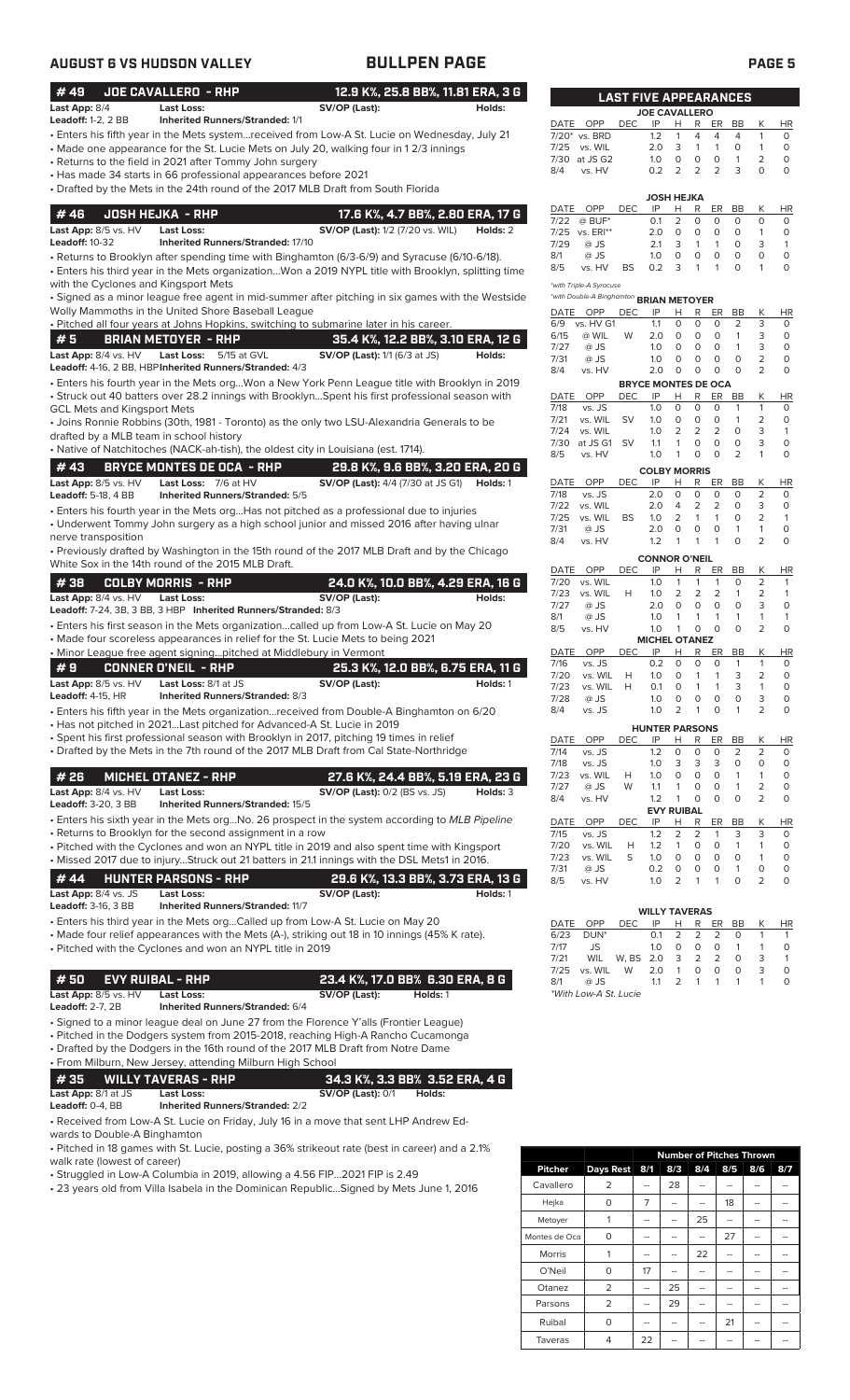## AUGUST 6 VS HUDSON VALLEY — BULLPEN PAGE

### #49 JOE CAVALLERO - RHP — 12.9 K%, 25.8 BB%, 11.81 ERA, 3 G

**Last App:** 8/4 **Last Loss:** **SV/OP (Last):** **Holds:**
**Leadoff:** 1-2, 2 BB **Inherited Runners/Stranded:** 1/1

- Enters his fifth year in the Mets system...received from Low-A St. Lucie on Wednesday, July 21
- Made one appearance for the St. Lucie Mets on July 20, walking four in 1 2/3 innings
- Returns to the field in 2021 after Tommy John surgery
- Has made 34 starts in 66 professional appearances before 2021
- Drafted by the Mets in the 24th round of the 2017 MLB Draft from South Florida

### #46 JOSH HEJKA - RHP — 17.6 K%, 4.7 BB%, 2.80 ERA, 17 G

**Last App:** 8/5 vs. HV **Last Loss:** **SV/OP (Last):** 1/2 (7/20 vs. WIL) **Holds:** 2
**Leadoff:** 10-32 **Inherited Runners/Stranded:** 17/10

- Returns to Brooklyn after spending time with Binghamton (6/3-6/9) and Syracuse (6/10-6/18).
- Enters his third year in the Mets organization...Won a 2019 NYPL title with Brooklyn, splitting time with the Cyclones and Kingsport Mets
- Signed as a minor league free agent in mid-summer after pitching in six games with the Westside Wolly Mammoths in the United Shore Baseball League
- Pitched all four years at Johns Hopkins, switching to submarine later in his career.

### #5 BRIAN METOYER - RHP — 35.4 K%, 12.2 BB%, 3.10 ERA, 12 G

**Last App:** 8/4 vs. HV **Last Loss:** 5/15 at GVL **SV/OP (Last):** 1/1 (6/3 at JS) **Holds:**
**Leadoff:** 4-16, 2 BB, HBP **Inherited Runners/Stranded:** 4/3

- Enters his fourth year in the Mets org...Won a New York Penn League title with Brooklyn in 2019
- Struck out 40 batters over 28.2 innings with Brooklyn...Spent his first professional season with GCL Mets and Kingsport Mets
- Joins Ronnie Robbins (30th, 1981 - Toronto) as the only two LSU-Alexandria Generals to be drafted by a MLB team in school history
- Native of Natchitoches (NACK-ah-tish), the oldest city in Louisiana (est. 1714).

### #43 BRYCE MONTES DE OCA - RHP — 29.8 K%, 9.6 BB%, 3.20 ERA, 20 G

**Last App:** 8/5 vs. HV **Last Loss:** 7/6 at HV **SV/OP (Last):** 4/4 (7/30 at JS G1) **Holds:** 1
**Leadoff:** 5-18, 4 BB **Inherited Runners/Stranded:** 5/5

- Enters his fourth year in the Mets org...Has not pitched as a professional due to injuries
- Underwent Tommy John surgery as a high school junior and missed 2016 after having ulnar nerve transposition
- Previously drafted by Washington in the 15th round of the 2017 MLB Draft and by the Chicago White Sox in the 14th round of the 2015 MLB Draft.

### #38 COLBY MORRIS - RHP — 24.0 K%, 10.0 BB%, 4.29 ERA, 16 G

**Last App:** 8/4 vs. HV **Last Loss:** **SV/OP (Last):** **Holds:**
**Leadoff:** 7-24, 3B, 3 BB, 3 HBP **Inherited Runners/Stranded:** 8/3

- Enters his first season in the Mets organization...called up from Low-A St. Lucie on May 20
- Made four scoreless appearances in relief for the St. Lucie Mets prior to being 2021
- Minor League free agent signing...pitched at Middlebury in Vermont

### #9 CONNER O'NEIL - RHP — 25.3 K%, 12.0 BB%, 6.75 ERA, 11 G

**Last App:** 8/5 vs. HV **Last Loss:** 8/1 at JS **SV/OP (Last):** **Holds:** 1
**Leadoff:** 4-15, HR **Inherited Runners/Stranded:** 8/3

- Enters his fifth year in the Mets organization...received from Double-A Binghamton on 6/20
- Has not pitched in 2021...Last pitched for Advanced-A St. Lucie in 2019
- Spent his first professional season with Brooklyn in 2017, pitching 19 times in relief
- Drafted by the Mets in the 7th round of the 2017 MLB Draft from Cal State-Northridge

### #26 MICHEL OTANEZ - RHP — 27.6 K%, 24.4 BB%, 5.19 ERA, 23 G

**Last App:** 8/4 vs. HV **Last Loss:** **SV/OP (Last):** 0/2 (BS vs. JS) **Holds:** 3
**Leadoff:** 3-20, 3 BB **Inherited Runners/Stranded:** 15/5

- Enters his sixth year in the Mets org...No. 26 prospect in the system according to *MLB Pipeline*
- Returns to Brooklyn for the second assignment in a row
- Pitched with the Cyclones and won an NYPL title in 2019 and also spent time with Kingsport
- Missed 2017 due to injury...Struck out 21 batters in 21.1 innings with the DSL Mets1 in 2016.

### #44 HUNTER PARSONS - RHP — 29.6 K%, 13.3 BB%, 3.73 ERA, 13 G

**Last App:** 8/4 vs. JS **Last Loss:** **SV/OP (Last):** **Holds:** 1
**Leadoff:** 3-16, 3 BB **Inherited Runners/Stranded:** 11/7

- Enters his third year in the Mets org...Called up from Low-A St. Lucie on May 20
- Made four relief appearances with the Mets (A-), striking out 18 in 10 innings (45% K rate).
- Pitched with the Cyclones and won an NYPL title in 2019

### #50 EVY RUIBAL - RHP — 23.4 K%, 17.0 BB% 6.30 ERA, 8 G

**Last App:** 8/5 vs. HV **Last Loss:** **SV/OP (Last):** **Holds:** 1
**Leadoff:** 2-7, 2B **Inherited Runners/Stranded:** 6/4

- Signed to a minor league deal on June 27 from the Florence Y'alls (Frontier League)
- Pitched in the Dodgers system from 2015-2018, reaching High-A Rancho Cucamonga
- Drafted by the Dodgers in the 16th round of the 2017 MLB Draft from Notre Dame
- From Milburn, New Jersey, attending Milburn High School

### #35 WILLY TAVERAS - RHP — 34.3 K%, 3.3 BB% 3.52 ERA, 4 G

**Last App:** 8/1 at JS **Last Loss:** **SV/OP (Last):** 0/1 **Holds:**
**Leadoff:** 0-4, BB **Inherited Runners/Stranded:** 2/2

- Received from Low-A St. Lucie on Friday, July 16 in a move that sent LHP Andrew Edwards to Double-A Binghamton
- Pitched in 18 games with St. Lucie, posting a 36% strikeout rate (best in career) and a 2.1% walk rate (lowest of career)
- Struggled in Low-A Columbia in 2019, allowing a 4.56 FIP...2021 FIP is 2.49
- 23 years old from Villa Isabela in the Dominican Republic...Signed by Mets June 1, 2016

## LAST FIVE APPEARANCES

**JOE CAVALLERO**

| DATE | OPP | DEC | IP | H | R | ER | BB | K | HR |
|---|---|---|---|---|---|---|---|---|---|
| 7/20* | vs. BRD | | 1.2 | 1 | 4 | 4 | 4 | 1 | 0 |
| 7/25 | vs. WIL | | 2.0 | 3 | 1 | 1 | 0 | 1 | 0 |
| 7/30 | at JS G2 | | 1.0 | 0 | 0 | 0 | 1 | 2 | 0 |
| 8/4 | vs. HV | | 0.2 | 2 | 2 | 2 | 3 | 0 | 0 |

**JOSH HEJKA**

| DATE | OPP | DEC | IP | H | R | ER | BB | K | HR |
|---|---|---|---|---|---|---|---|---|---|
| 7/22 | @ BUF* | | 0.1 | 2 | 0 | 0 | 0 | 0 | 0 |
| 7/25 | vs. ERI** | | 2.0 | 0 | 0 | 0 | 0 | 1 | 0 |
| 7/29 | @ JS | | 2.1 | 3 | 1 | 1 | 0 | 3 | 1 |
| 8/1 | @ JS | | 1.0 | 0 | 0 | 0 | 0 | 0 | 0 |
| 8/5 | vs. HV | BS | 0.2 | 3 | 1 | 1 | 0 | 1 | 0 |

*with Triple-A Syracuse
*with Double-A Binghamton

**BRIAN METOYER**

| DATE | OPP | DEC | IP | H | R | ER | BB | K | HR |
|---|---|---|---|---|---|---|---|---|---|
| 6/9 | vs. HV G1 | | 1.1 | 0 | 0 | 0 | 2 | 3 | 0 |
| 6/15 | @ WIL | W | 2.0 | 0 | 0 | 0 | 1 | 3 | 0 |
| 7/27 | @ JS | | 1.0 | 0 | 0 | 0 | 1 | 3 | 0 |
| 7/31 | @ JS | | 1.0 | 0 | 0 | 0 | 0 | 2 | 0 |
| 8/4 | vs. HV | | 2.0 | 0 | 0 | 0 | 0 | 2 | 0 |

**BRYCE MONTES DE OCA**

| DATE | OPP | DEC | IP | H | R | ER | BB | K | HR |
|---|---|---|---|---|---|---|---|---|---|
| 7/18 | vs. JS | | 1.0 | 0 | 0 | 0 | 1 | 1 | 0 |
| 7/21 | vs. WIL | SV | 1.0 | 0 | 0 | 0 | 1 | 2 | 0 |
| 7/24 | vs. WIL | | 1.0 | 2 | 2 | 2 | 0 | 3 | 1 |
| 7/30 | at JS G1 | SV | 1.1 | 1 | 0 | 0 | 0 | 3 | 0 |
| 8/5 | vs. HV | | 1.0 | 1 | 0 | 0 | 2 | 1 | 0 |

**COLBY MORRIS**

| DATE | OPP | DEC | IP | H | R | ER | BB | K | HR |
|---|---|---|---|---|---|---|---|---|---|
| 7/18 | vs. JS | | 2.0 | 0 | 0 | 0 | 0 | 2 | 0 |
| 7/22 | vs. WIL | | 2.0 | 4 | 2 | 2 | 0 | 2 | 0 |
| 7/25 | vs. WIL | BS | 1.0 | 2 | 1 | 1 | 0 | 2 | 1 |
| 7/31 | @ JS | | 2.0 | 0 | 0 | 0 | 1 | 1 | 0 |
| 8/4 | vs. HV | | 1.2 | 1 | 1 | 1 | 0 | 2 | 0 |

**CONNOR O'NEIL**

| DATE | OPP | DEC | IP | H | R | ER | BB | K | HR |
|---|---|---|---|---|---|---|---|---|---|
| 7/20 | vs. WIL | | 1.0 | 1 | 1 | 1 | 0 | 2 | 1 |
| 7/23 | vs. WIL | H | 1.0 | 2 | 2 | 2 | 1 | 2 | 1 |
| 7/27 | @ JS | | 2.0 | 0 | 0 | 0 | 0 | 3 | 0 |
| 8/1 | @ JS | | 1.0 | 1 | 1 | 1 | 1 | 1 | 1 |
| 8/5 | vs. HV | | 1.0 | 1 | 0 | 0 | 0 | 2 | 0 |

**MICHEL OTANEZ**

| DATE | OPP | DEC | IP | H | R | ER | BB | K | HR |
|---|---|---|---|---|---|---|---|---|---|
| 7/16 | vs. JS | | 0.2 | 0 | 0 | 0 | 1 | 1 | 0 |
| 7/20 | vs. WIL | H | 1.0 | 0 | 1 | 1 | 3 | 2 | 0 |
| 7/23 | vs. WIL | H | 0.1 | 0 | 1 | 1 | 3 | 1 | 0 |
| 7/28 | @ JS | | 1.0 | 0 | 0 | 0 | 0 | 3 | 0 |
| 8/4 | vs. JS | | 1.0 | 2 | 1 | 0 | 1 | 2 | 0 |

**HUNTER PARSONS**

| DATE | OPP | DEC | IP | H | R | ER | BB | K | HR |
|---|---|---|---|---|---|---|---|---|---|
| 7/14 | vs. JS | | 1.2 | 0 | 0 | 0 | 2 | 2 | 0 |
| 7/18 | vs. JS | | 1.0 | 3 | 3 | 3 | 0 | 0 | 0 |
| 7/23 | vs. WIL | H | 1.0 | 0 | 0 | 0 | 1 | 1 | 0 |
| 7/27 | @ JS | W | 1.1 | 1 | 0 | 0 | 1 | 2 | 0 |
| 8/4 | vs. HV | | 1.2 | 1 | 0 | 0 | 0 | 2 | 0 |

**EVY RUIBAL**

| DATE | OPP | DEC | IP | H | R | ER | BB | K | HR |
|---|---|---|---|---|---|---|---|---|---|
| 7/15 | vs. JS | | 1.2 | 2 | 2 | 1 | 3 | 3 | 0 |
| 7/20 | vs. WIL | H | 1.2 | 1 | 0 | 0 | 1 | 1 | 0 |
| 7/23 | vs. WIL | S | 1.0 | 0 | 0 | 0 | 0 | 1 | 0 |
| 7/31 | @ JS | | 0.2 | 0 | 0 | 0 | 1 | 0 | 0 |
| 8/5 | vs. HV | | 1.0 | 2 | 1 | 1 | 0 | 2 | 0 |

**WILLY TAVERAS**

| DATE | OPP | DEC | IP | H | R | ER | BB | K | HR |
|---|---|---|---|---|---|---|---|---|---|
| 6/23 | DUN* | | 0.1 | 2 | 2 | 2 | 0 | 1 | 1 |
| 7/17 | JS | | 1.0 | 0 | 0 | 0 | 1 | 1 | 0 |
| 7/21 | WIL | W, BS | 2.0 | 3 | 2 | 2 | 0 | 3 | 1 |
| 7/25 | vs. WIL | W | 2.0 | 1 | 0 | 0 | 0 | 3 | 0 |
| 8/1 | @ JS | | 1.1 | 2 | 1 | 1 | 1 | 1 | 0 |

*With Low-A St. Lucie

## Number of Pitches Thrown

| Pitcher | Days Rest | 8/1 | 8/3 | 8/4 | 8/5 | 8/6 | 8/7 |
|---|---|---|---|---|---|---|---|
| Cavallero | 2 | -- | 28 | -- | -- | -- | -- |
| Hejka | 0 | 7 | -- | -- | 18 | -- | -- |
| Metoyer | 1 | -- | -- | 25 | -- | -- | -- |
| Montes de Oca | 0 | -- | -- | -- | 27 | -- | -- |
| Morris | 1 | -- | -- | 22 | -- | -- | -- |
| O'Neil | 0 | 17 | -- | -- | -- | -- | -- |
| Otanez | 2 | -- | 25 | -- | -- | -- | -- |
| Parsons | 2 | -- | 29 | -- | -- | -- | -- |
| Ruibal | 0 | -- | -- | -- | 21 | -- | -- |
| Taveras | 4 | 22 | -- | -- | -- | -- | -- |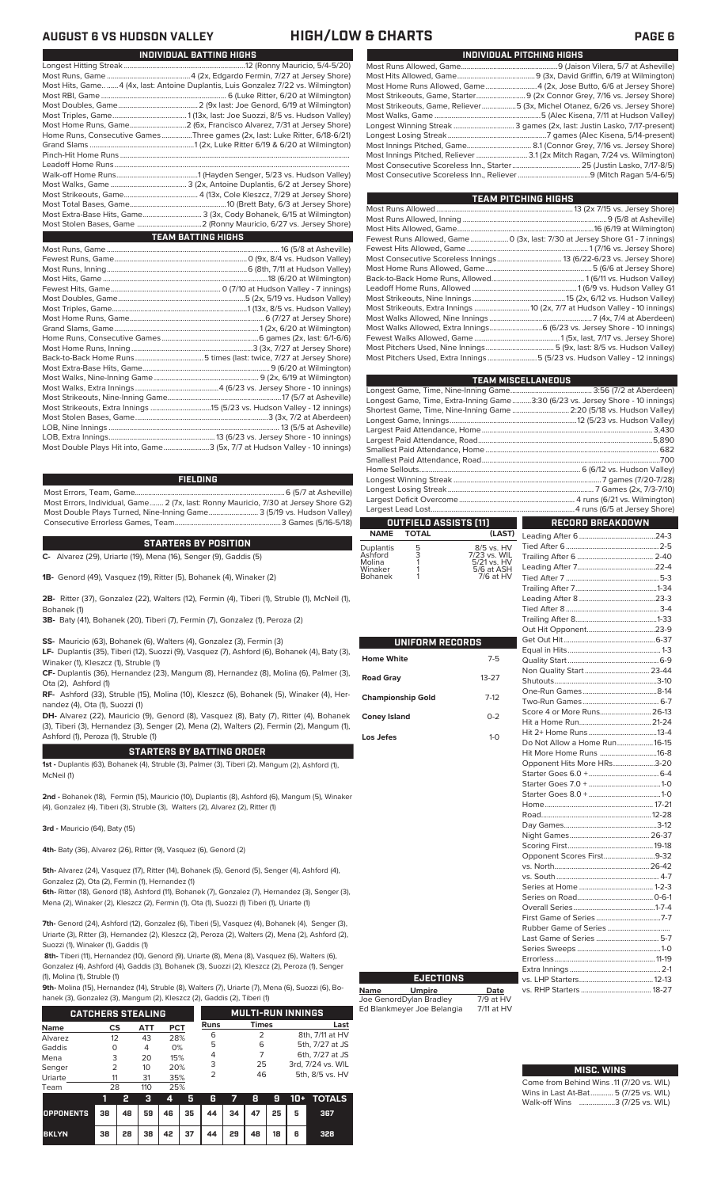# AUGUST 6 VS HUDSON VALLEY — HIGH/LOW & CHARTS

## INDIVIDUAL BATTING HIGHS

| | |
|---|---|
| Longest Hitting Streak | 12 (Ronny Mauricio, 5/4-5/20) |
| Most Runs, Game | 4 (2x, Edgardo Fermin, 7/27 at Jersey Shore) |
| Most Hits, Game | 4 (4x, last: Antoine Duplantis, Luis Gonzalez 7/22 vs. Wilmington) |
| Most RBI, Game | 6 (Luke Ritter, 6/20 at Wilmington) |
| Most Doubles, Game | 2 (9x last: Joe Genord, 6/19 at Wilmington) |
| Most Triples, Game | 1 (13x, last: Joe Suozzi, 8/5 vs. Hudson Valley) |
| Most Home Runs, Game | 2 (6x, Francisco Alvarez, 7/31 at Jersey Shore) |
| Home Runs, Consecutive Games | Three games (2x, last: Luke Ritter, 6/18-6/21) |
| Grand Slams | 1 (2x, Luke Ritter 6/19 & 6/20 at Wilmington) |
| Pinch-Hit Home Runs | |
| Leadoff Home Runs | |
| Walk-off Home Runs | 1 (Hayden Senger, 5/23 vs. Hudson Valley) |
| Most Walks, Game | 3 (2x, Antoine Duplantis, 6/2 at Jersey Shore) |
| Most Strikeouts, Game | 4 (13x, Cole Kleszcz, 7/29 at Jersey Shore) |
| Most Total Bases, Game | 10 (Brett Baty, 6/3 at Jersey Shore) |
| Most Extra-Base Hits, Game | 3 (3x, Cody Bohanek, 6/15 at Wilmington) |
| Most Stolen Bases, Game | 2 (Ronny Mauricio, 6/27 vs. Jersey Shore) |

## TEAM BATTING HIGHS

| | |
|---|---|
| Most Runs, Game | 16 (5/8 at Asheville) |
| Fewest Runs, Game | 0 (9x, 8/4 vs. Hudson Valley) |
| Most Runs, Inning | 6 (8th, 7/11 at Hudson Valley) |
| Most Hits, Game | 18 (6/20 at Wilmington) |
| Fewest Hits, Game | 0 (7/10 at Hudson Valley - 7 innings) |
| Most Doubles, Game | 5 (2x, 5/19 vs. Hudson Valley) |
| Most Triples, Game | 1 (13x, 8/5 vs. Hudson Valley) |
| Most Home Runs, Game | 6 (7/27 at Jersey Shore) |
| Grand Slams, Game | 1 (2x, 6/20 at Wilmington) |
| Home Runs, Consecutive Games | 6 games (2x, last: 6/1-6/6) |
| Most Home Runs, Inning | 3 (3x, 7/27 at Jersey Shore) |
| Back-to-Back Home Runs | 5 times (last: twice, 7/27 at Jersey Shore) |
| Most Extra-Base Hits, Game | 9 (6/20 at Wilmington) |
| Most Walks, Nine-Inning Game | 9 (2x, 6/19 at Wilmington) |
| Most Walks, Extra Innings | 4 (6/23 vs. Jersey Shore - 10 innings) |
| Most Strikeouts, Nine-Inning Game | 17 (5/7 at Asheville) |
| Most Strikeouts, Extra Innings | 15 (5/23 vs. Hudson Valley - 12 innings) |
| Most Stolen Bases, Game | 3 (3x, 7/2 at Aberdeen) |
| LOB, Nine Innings | 13 (5/5 at Asheville) |
| LOB, Extra Innings | 13 (6/23 vs. Jersey Shore - 10 innings) |
| Most Double Plays Hit into, Game | 3 (5x, 7/7 at Hudson Valley - 10 innings) |

## FIELDING

| | |
|---|---|
| Most Errors, Team, Game | 6 (5/7 at Asheville) |
| Most Errors, Individual, Game | 2 (7x, last: Ronny Mauricio, 7/30 at Jersey Shore G2) |
| Most Double Plays Turned, Nine-Inning Game | 3 (5/19 vs. Hudson Valley) |
| Consecutive Errorless Games, Team | 3 Games (5/16-5/18) |

## STARTERS BY POSITION

**C-** Alvarez (29), Uriarte (19), Mena (16), Senger (9), Gaddis (5)

**1B-** Genord (49), Vasquez (19), Ritter (5), Bohanek (4), Winaker (2)

**2B-** Ritter (37), Gonzalez (22), Walters (12), Fermin (4), Tiberi (1), Struble (1), McNeil (1), Bohanek (1)

**3B-** Baty (41), Bohanek (20), Tiberi (7), Fermin (7), Gonzalez (1), Peroza (2)

**SS-** Mauricio (63), Bohanek (6), Walters (4), Gonzalez (3), Fermin (3)

**LF-** Duplantis (35), Tiberi (12), Suozzi (9), Vasquez (7), Ashford (6), Bohanek (4), Baty (3), Winaker (1), Kleszcz (1), Struble (1)

**CF-** Duplantis (36), Hernandez (23), Mangum (8), Hernandez (8), Molina (6), Palmer (3), Ota (2), Ashford (1)

**RF-** Ashford (33), Struble (15), Molina (10), Kleszcz (6), Bohanek (5), Winaker (4), Hernandez (4), Ota (1), Suozzi (1)

**DH-** Alvarez (22), Mauricio (9), Genord (8), Vasquez (8), Baty (7), Ritter (4), Bohanek (3), Tiberi (3), Hernandez (3), Senger (2), Mena (2), Walters (2), Fermin (2), Mangum (1), Ashford (1), Peroza (1), Struble (1)

## STARTERS BY BATTING ORDER

**1st -** Duplantis (63), Bohanek (4), Struble (3), Palmer (3), Tiberi (2), Mangum (2), Ashford (1), McNeil (1)

**2nd -** Bohanek (18), Fermin (15), Mauricio (10), Duplantis (8), Ashford (6), Mangum (5), Winaker (4), Gonzalez (4), Tiberi (3), Struble (3), Walters (2), Alvarez (2), Ritter (1)

**3rd -** Mauricio (64), Baty (15)

**4th-** Baty (36), Alvarez (26), Ritter (9), Vasquez (6), Genord (2)

**5th-** Alvarez (24), Vasquez (17), Ritter (14), Bohanek (5), Genord (5), Senger (4), Ashford (4), Gonzalez (2), Ota (2), Fermin (1), Hernandez (1)

**6th-** Ritter (18), Genord (18), Ashford (11), Bohanek (7), Gonzalez (7), Hernandez (3), Senger (3), Mena (2), Winaker (2), Kleszcz (2), Fermin (1), Ota (1), Suozzi (1) Tiberi (1), Uriarte (1)

**7th-** Genord (24), Ashford (12), Gonzalez (6), Tiberi (5), Vasquez (4), Bohanek (4), Senger (3), Uriarte (3), Ritter (3), Hernandez (2), Kleszcz (2), Peroza (2), Walters (2), Mena (2), Ashford (2), Suozzi (1), Winaker (1), Gaddis (1)

**8th-** Tiberi (11), Hernandez (10), Genord (9), Uriarte (8), Mena (8), Vasquez (6), Walters (6), Gonzalez (4), Ashford (4), Gaddis (3), Bohanek (3), Suozzi (2), Kleszcz (2), Peroza (1), Senger (1), Molina (1), Struble (1)

**9th-** Molina (15), Hernandez (14), Struble (8), Walters (7), Uriarte (7), Mena (6), Suozzi (6), Bohanek (3), Gonzalez (3), Mangum (2), Kleszcz (2), Gaddis (2), Tiberi (1)

## CATCHERS STEALING

| Name | CS | ATT | PCT |
|---|---|---|---|
| Alvarez | 12 | 43 | 28% |
| Gaddis | 0 | 4 | 0% |
| Mena | 3 | 20 | 15% |
| Senger | 2 | 10 | 20% |
| Uriarte | 11 | 31 | 35% |
| Team | 28 | 110 | 25% |

## MULTI-RUN INNINGS

| Runs | Times | Last |
|---|---|---|
| 6 | 2 | 8th, 7/11 at HV |
| 5 | 6 | 5th, 7/27 at JS |
| 4 | 7 | 6th, 7/27 at JS |
| 3 | 25 | 3rd, 7/24 vs. WIL |
| 2 | 46 | 5th, 8/5 vs. HV |

| | 1 | 2 | 3 | 4 | 5 | 6 | 7 | 8 | 9 | 10+ | TOTALS |
|---|---|---|---|---|---|---|---|---|---|---|---|
| OPPONENTS | 38 | 48 | 59 | 46 | 35 | 44 | 34 | 47 | 25 | 5 | 367 |
| BKLYN | 38 | 28 | 38 | 42 | 37 | 44 | 29 | 48 | 18 | 6 | 328 |

## INDIVIDUAL PITCHING HIGHS

| | |
|---|---|
| Most Runs Allowed, Game | 9 (Jaison Vilera, 5/7 at Asheville) |
| Most Hits Allowed, Game | 9 (3x, David Griffin, 6/19 at Wilmington) |
| Most Home Runs Allowed, Game | 4 (2x, Jose Butto, 6/6 at Jersey Shore) |
| Most Strikeouts, Game, Starter | 9 (2x Connor Grey, 7/16 vs. Jersey Shore) |
| Most Strikeouts, Game, Reliever | 5 (3x, Michel Otanez, 6/26 vs. Jersey Shore) |
| Most Walks, Game | 5 (Alec Kisena, 7/11 at Hudson Valley) |
| Longest Winning Streak | 3 games (2x, last: Justin Lasko, 7/17-present) |
| Longest Losing Streak | 7 games (Alec Kisena, 5/14-present) |
| Most Innings Pitched, Game | 8.1 (Connor Grey, 7/16 vs. Jersey Shore) |
| Most Innings Pitched, Reliever | 3.1 (2x Mitch Ragan, 7/24 vs. Wilmington) |
| Most Consecutive Scoreless Inn., Starter | 25 (Justin Lasko, 7/17-8/5) |
| Most Consecutive Scoreless Inn., Reliever | 9 (Mitch Ragan 5/4-6/5) |

## TEAM PITCHING HIGHS

| | |
|---|---|
| Most Runs Allowed | 13 (2x 7/15 vs. Jersey Shore) |
| Most Runs Allowed, Inning | 9 (5/8 at Asheville) |
| Most Hits Allowed, Game | 16 (6/19 at Wilmington) |
| Fewest Runs Allowed, Game | 0 (3x, last: 7/30 at Jersey Shore G1 - 7 innings) |
| Fewest Hits Allowed, Game | 1 (7/16 vs. Jersey Shore) |
| Most Consecutive Scoreless Innings | 13 (6/22-6/23 vs. Jersey Shore) |
| Most Home Runs Allowed, Game | 5 (6/6 at Jersey Shore) |
| Back-to-Back Home Runs, Allowed | 1 (6/11 vs. Hudson Valley) |
| Leadoff Home Runs, Allowed | 1 (6/9 vs. Hudson Valley G1 |
| Most Strikeouts, Nine Innings | 15 (2x, 6/12 vs. Hudson Valley) |
| Most Strikeouts, Extra Innings | 10 (2x, 7/7 at Hudson Valley - 10 innings) |
| Most Walks Allowed, Nine Innings | 7 (4x, 7/4 at Aberdeen) |
| Most Walks Allowed, Extra Innings | 6 (6/23 vs. Jersey Shore - 10 innings) |
| Fewest Walks Allowed, Game | 1 (5x, last: 7/17 vs. Jersey Shore) |
| Most Pitchers Used, Nine Innings | 5 (9x, last: 8/5 vs. Hudson Valley) |
| Most Pitchers Used, Extra Innings | 5 (5/23 vs. Hudson Valley - 12 innings) |

## TEAM MISCELLANEOUS

| | |
|---|---|
| Longest Game, Time, Nine-Inning Game | 3:56 (7/2 at Aberdeen) |
| Longest Game, Time, Extra-Inning Game | 3:30 (6/23 vs. Jersey Shore - 10 innings) |
| Shortest Game, Time, Nine-Inning Game | 2:20 (5/18 vs. Hudson Valley) |
| Longest Game, Innings | 12 (5/23 vs. Hudson Valley) |
| Largest Paid Attendance, Home | 3,430 |
| Largest Paid Attendance, Road | 5,890 |
| Smallest Paid Attendance, Home | 682 |
| Smallest Paid Attendance, Road | 700 |
| Home Sellouts | 6 (6/12 vs. Hudson Valley) |
| Longest Winning Streak | 7 games (7/20-7/28) |
| Longest Losing Streak | 7 Games (2x, 7/3-7/10) |
| Largest Deficit Overcome | 4 runs (6/21 vs. Wilmington) |
| Largest Lead Lost | 4 runs (6/5 at Jersey Shore) |

## OUTFIELD ASSISTS (11)

| NAME | TOTAL | (LAST) |
|---|---|---|
| Duplantis | 5 | 8/5 vs. HV |
| Ashford | 3 | 7/23 vs. WIL |
| Molina | 1 | 5/21 vs. HV |
| Winaker | 1 | 5/6 at ASH |
| Bohanek | 1 | 7/6 at HV |

## UNIFORM RECORDS

| | |
|---|---|
| Home White | 7-5 |
| Road Gray | 13-27 |
| Championship Gold | 7-12 |
| Coney Island | 0-2 |
| Los Jefes | 1-0 |

## EJECTIONS

| Name | Umpire | Date |
|---|---|---|
| Joe Genord | Dylan Bradley | 7/9 at HV |
| Ed Blankmeyer | Joe Belangia | 7/11 at HV |

## RECORD BREAKDOWN

| | |
|---|---|
| Leading After 6 | 24-3 |
| Tied After 6 | 2-5 |
| Trailing After 6 | 2-40 |
| Leading After 7 | 22-4 |
| Tied After 7 | 5-3 |
| Trailing After 7 | 1-34 |
| Leading After 8 | 23-3 |
| Tied After 8 | 3-4 |
| Trailing After 8 | 1-33 |
| Out Hit Opponent | 23-9 |
| Get Out Hit | 6-37 |
| Equal in Hits | 1-3 |
| Quality Start | 6-9 |
| Non Quality Start | 23-44 |
| Shutouts | 3-10 |
| One-Run Games | 8-14 |
| Two-Run Games | 6-7 |
| Score 4 or More Runs | 26-13 |
| Hit a Home Run | 21-24 |
| Hit 2+ Home Runs | 13-4 |
| Do Not Allow a Home Run | 16-15 |
| Hit More Home Runs | 16-8 |
| Opponent Hits More HRs | 3-20 |
| Starter Goes 6.0 + | 6-4 |
| Starter Goes 7.0 + | 1-0 |
| Starter Goes 8.0 + | 1-0 |
| Home | 17-21 |
| Road | 12-28 |
| Day Games | 3-12 |
| Night Games | 26-37 |
| Scoring First | 19-18 |
| Opponent Scores First | 9-32 |
| vs. North | 26-42 |
| vs. South | 4-7 |
| Series at Home | 1-2-3 |
| Series on Road | 0-6-1 |
| Overall Series | 1-7-4 |
| First Game of Series | 7-7 |
| Rubber Game of Series | |
| Last Game of Series | 5-7 |
| Series Sweeps | 1-0 |
| Errorless | 11-19 |
| Extra Innings | 2-1 |
| vs. LHP Starters | 12-13 |
| vs. RHP Starters | 18-27 |

## MISC. WINS

| | |
|---|---|
| Come from Behind Wins | 11 (7/20 vs. WIL) |
| Wins in Last At-Bat | 5 (7/25 vs. WIL) |
| Walk-off Wins | 3 (7/25 vs. WIL) |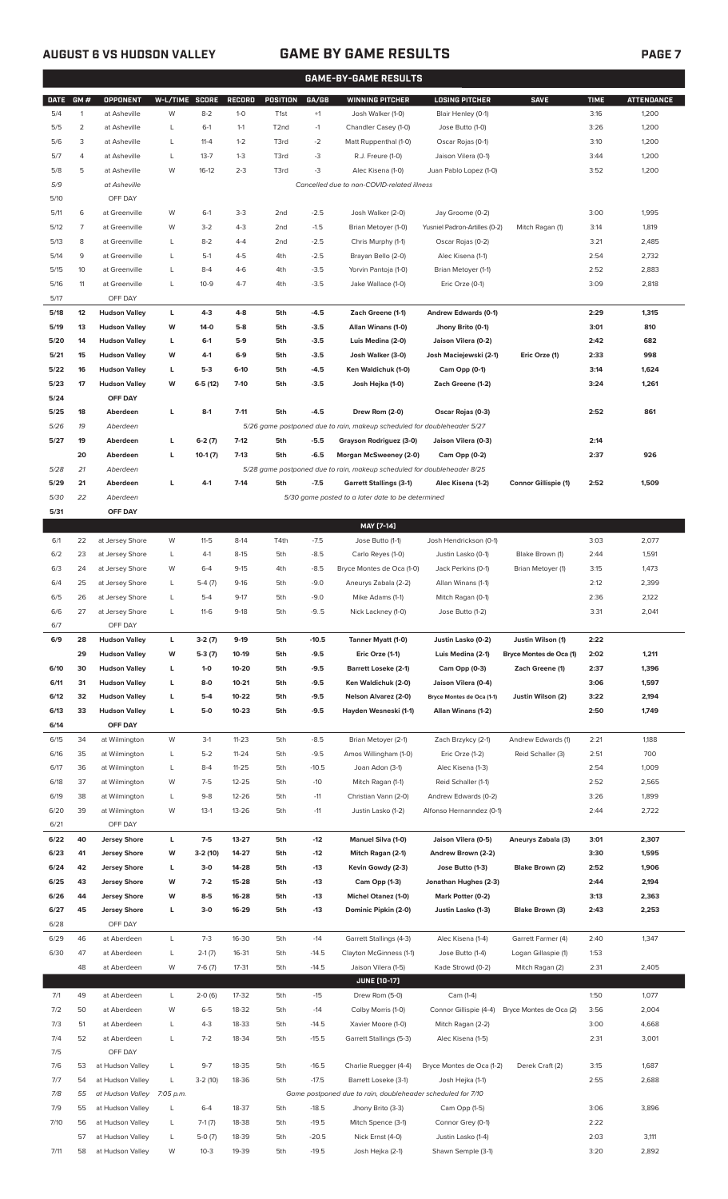# AUGUST 6 VS HUDSON VALLEY

# GAME BY GAME RESULTS

## GAME-BY-GAME RESULTS

| DATE | GM # | OPPONENT | W-L/TIME | SCORE | RECORD | POSITION | GA/GB | WINNING PITCHER | LOSING PITCHER | SAVE | TIME | ATTENDANCE |
|---|---|---|---|---|---|---|---|---|---|---|---|---|
| 5/4 | 1 | at Asheville | W | 8-2 | 1-0 | T1st | +1 | Josh Walker (1-0) | Blair Henley (0-1) | | 3:16 | 1,200 |
| 5/5 | 2 | at Asheville | L | 6-1 | 1-1 | T2nd | -1 | Chandler Casey (1-0) | Jose Butto (1-0) | | 3:26 | 1,200 |
| 5/6 | 3 | at Asheville | L | 11-4 | 1-2 | T3rd | -2 | Matt Ruppenthal (1-0) | Oscar Rojas (0-1) | | 3:10 | 1,200 |
| 5/7 | 4 | at Asheville | L | 13-7 | 1-3 | T3rd | -3 | R.J. Freure (1-0) | Jaison Vilera (0-1) | | 3:44 | 1,200 |
| 5/8 | 5 | at Asheville | W | 16-12 | 2-3 | T3rd | -3 | Alec Kisena (1-0) | Juan Pablo Lopez (1-0) | | 3:52 | 1,200 |
| 5/9 | | at Asheville | | | | | | Cancelled due to non-COVID-related illness | | | | |
| 5/10 | | OFF DAY | | | | | | | | | | |
| 5/11 | 6 | at Greenville | W | 6-1 | 3-3 | 2nd | -2.5 | Josh Walker (2-0) | Jay Groome (0-2) | | 3:00 | 1,995 |
| 5/12 | 7 | at Greenville | W | 3-2 | 4-3 | 2nd | -1.5 | Brian Metoyer (1-0) | Yusniel Padron-Artilles (0-2) | Mitch Ragan (1) | 3:14 | 1,819 |
| 5/13 | 8 | at Greenville | L | 8-2 | 4-4 | 2nd | -2.5 | Chris Murphy (1-1) | Oscar Rojas (0-2) | | 3:21 | 2,485 |
| 5/14 | 9 | at Greenville | L | 5-1 | 4-5 | 4th | -2.5 | Brayan Bello (2-0) | Alec Kisena (1-1) | | 2:54 | 2,732 |
| 5/15 | 10 | at Greenville | L | 8-4 | 4-6 | 4th | -3.5 | Yorvin Pantoja (1-0) | Brian Metoyer (1-1) | | 2:52 | 2,883 |
| 5/16 | 11 | at Greenville | L | 10-9 | 4-7 | 4th | -3.5 | Jake Wallace (1-0) | Eric Orze (0-1) | | 3:09 | 2,818 |
| 5/17 | | OFF DAY | | | | | | | | | | |
| **5/18** | **12** | **Hudson Valley** | **L** | **4-3** | **4-8** | **5th** | **-4.5** | **Zach Greene (1-1)** | **Andrew Edwards (0-1)** | | **2:29** | **1,315** |
| **5/19** | **13** | **Hudson Valley** | **W** | **14-0** | **5-8** | **5th** | **-3.5** | **Allan Winans (1-0)** | **Jhony Brito (0-1)** | | **3:01** | **810** |
| **5/20** | **14** | **Hudson Valley** | **L** | **6-1** | **5-9** | **5th** | **-3.5** | **Luis Medina (2-0)** | **Jaison Vilera (0-2)** | | **2:42** | **682** |
| **5/21** | **15** | **Hudson Valley** | **W** | **4-1** | **6-9** | **5th** | **-3.5** | **Josh Walker (3-0)** | **Josh Maciejewski (2-1)** | **Eric Orze (1)** | **2:33** | **998** |
| **5/22** | **16** | **Hudson Valley** | **L** | **5-3** | **6-10** | **5th** | **-4.5** | **Ken Waldichuk (1-0)** | **Cam Opp (0-1)** | | **3:14** | **1,624** |
| **5/23** | **17** | **Hudson Valley** | **W** | **6-5 (12)** | **7-10** | **5th** | **-3.5** | **Josh Hejka (1-0)** | **Zach Greene (1-2)** | | **3:24** | **1,261** |
| **5/24** | | **OFF DAY** | | | | | | | | | | |
| **5/25** | **18** | **Aberdeen** | **L** | **8-1** | **7-11** | **5th** | **-4.5** | **Drew Rom (2-0)** | **Oscar Rojas (0-3)** | | **2:52** | **861** |
| 5/26 | 19 | Aberdeen | | | | | | 5/26 game postponed due to rain, makeup scheduled for doubleheader 5/27 | | | | |
| **5/27** | **19** | **Aberdeen** | **L** | **6-2 (7)** | **7-12** | **5th** | **-5.5** | **Grayson Rodriguez (3-0)** | **Jaison Vilera (0-3)** | | **2:14** | |
| | **20** | **Aberdeen** | **L** | **10-1 (7)** | **7-13** | **5th** | **-6.5** | **Morgan McSweeney (2-0)** | **Cam Opp (0-2)** | | **2:37** | **926** |
| 5/28 | 21 | Aberdeen | | | | | | 5/28 game postponed due to rain, makeup scheduled for doubleheader 8/25 | | | | |
| **5/29** | **21** | **Aberdeen** | **L** | **4-1** | **7-14** | **5th** | **-7.5** | **Garrett Stallings (3-1)** | **Alec Kisena (1-2)** | **Connor Gillispie (1)** | **2:52** | **1,509** |
| 5/30 | 22 | Aberdeen | | | | | | 5/30 game posted to a later date to be determined | | | | |
| **5/31** | | **OFF DAY** | | | | | | | | | | |
| | | | | | | | | **MAY [7-14]** | | | | |
| 6/1 | 22 | at Jersey Shore | W | 11-5 | 8-14 | T4th | -7.5 | Jose Butto (1-1) | Josh Hendrickson (0-1) | | 3:03 | 2,077 |
| 6/2 | 23 | at Jersey Shore | L | 4-1 | 8-15 | 5th | -8.5 | Carlo Reyes (1-0) | Justin Lasko (0-1) | Blake Brown (1) | 2:44 | 1,591 |
| 6/3 | 24 | at Jersey Shore | W | 6-4 | 9-15 | 4th | -8.5 | Bryce Montes de Oca (1-0) | Jack Perkins (0-1) | Brian Metoyer (1) | 3:15 | 1,473 |
| 6/4 | 25 | at Jersey Shore | L | 5-4 (7) | 9-16 | 5th | -9.0 | Aneurys Zabala (2-2) | Allan Winans (1-1) | | 2:12 | 2,399 |
| 6/5 | 26 | at Jersey Shore | L | 5-4 | 9-17 | 5th | -9.0 | Mike Adams (1-1) | Mitch Ragan (0-1) | | 2:36 | 2,122 |
| 6/6 | 27 | at Jersey Shore | L | 11-6 | 9-18 | 5th | -9..5 | Nick Lackney (1-0) | Jose Butto (1-2) | | 3:31 | 2,041 |
| 6/7 | | OFF DAY | | | | | | | | | | |
| **6/9** | **28** | **Hudson Valley** | **L** | **3-2 (7)** | **9-19** | **5th** | **-10.5** | **Tanner Myatt (1-0)** | **Justin Lasko (0-2)** | **Justin Wilson (1)** | **2:22** | |
| | **29** | **Hudson Valley** | **W** | **5-3 (7)** | **10-19** | **5th** | **-9.5** | **Eric Orze (1-1)** | **Luis Medina (2-1)** | **Bryce Montes de Oca (1)** | **2:02** | **1,211** |
| **6/10** | **30** | **Hudson Valley** | **L** | **1-0** | **10-20** | **5th** | **-9.5** | **Barrett Loseke (2-1)** | **Cam Opp (0-3)** | **Zach Greene (1)** | **2:37** | **1,396** |
| **6/11** | **31** | **Hudson Valley** | **L** | **8-0** | **10-21** | **5th** | **-9.5** | **Ken Waldichuk (2-0)** | **Jaison Vilera (0-4)** | | **3:06** | **1,597** |
| **6/12** | **32** | **Hudson Valley** | **L** | **5-4** | **10-22** | **5th** | **-9.5** | **Nelson Alvarez (2-0)** | **Bryce Montes de Oca (1-1)** | **Justin Wilson (2)** | **3:22** | **2,194** |
| **6/13** | **33** | **Hudson Valley** | **L** | **5-0** | **10-23** | **5th** | **-9.5** | **Hayden Wesneski (1-1)** | **Allan Winans (1-2)** | | **2:50** | **1,749** |
| **6/14** | | **OFF DAY** | | | | | | | | | | |
| 6/15 | 34 | at Wilmington | W | 3-1 | 11-23 | 5th | -8.5 | Brian Metoyer (2-1) | Zach Brzykcy (2-1) | Andrew Edwards (1) | 2:21 | 1,188 |
| 6/16 | 35 | at Wilmington | L | 5-2 | 11-24 | 5th | -9.5 | Amos Willingham (1-0) | Eric Orze (1-2) | Reid Schaller (3) | 2:51 | 700 |
| 6/17 | 36 | at Wilmington | L | 8-4 | 11-25 | 5th | -10.5 | Joan Adon (3-1) | Alec Kisena (1-3) | | 2:54 | 1,009 |
| 6/18 | 37 | at Wilmington | W | 7-5 | 12-25 | 5th | -10 | Mitch Ragan (1-1) | Reid Schaller (1-1) | | 2:52 | 2,565 |
| 6/19 | 38 | at Wilmington | L | 9-8 | 12-26 | 5th | -11 | Christian Vann (2-0) | Andrew Edwards (0-2) | | 3:26 | 1,899 |
| 6/20 | 39 | at Wilmington | W | 13-1 | 13-26 | 5th | -11 | Justin Lasko (1-2) | Alfonso Hernanndez (0-1) | | 2:44 | 2,722 |
| 6/21 | | OFF DAY | | | | | | | | | | |
| **6/22** | **40** | **Jersey Shore** | **L** | **7-5** | **13-27** | **5th** | **-12** | **Manuel Silva (1-0)** | **Jaison Vilera (0-5)** | **Aneurys Zabala (3)** | **3:01** | **2,307** |
| **6/23** | **41** | **Jersey Shore** | **W** | **3-2 (10)** | **14-27** | **5th** | **-12** | **Mitch Ragan (2-1)** | **Andrew Brown (2-2)** | | **3:30** | **1,595** |
| **6/24** | **42** | **Jersey Shore** | **L** | **3-0** | **14-28** | **5th** | **-13** | **Kevin Gowdy (2-3)** | **Jose Butto (1-3)** | **Blake Brown (2)** | **2:52** | **1,906** |
| **6/25** | **43** | **Jersey Shore** | **W** | **7-2** | **15-28** | **5th** | **-13** | **Cam Opp (1-3)** | **Jonathan Hughes (2-3)** | | **2:44** | **2,194** |
| **6/26** | **44** | **Jersey Shore** | **W** | **8-5** | **16-28** | **5th** | **-13** | **Michel Otanez (1-0)** | **Mark Potter (0-2)** | | **3:13** | **2,363** |
| **6/27** | **45** | **Jersey Shore** | **L** | **3-0** | **16-29** | **5th** | **-13** | **Dominic Pipkin (2-0)** | **Justin Lasko (1-3)** | **Blake Brown (3)** | **2:43** | **2,253** |
| 6/28 | | OFF DAY | | | | | | | | | | |
| 6/29 | 46 | at Aberdeen | L | 7-3 | 16-30 | 5th | -14 | Garrett Stallings (4-3) | Alec Kisena (1-4) | Garrett Farmer (4) | 2:40 | 1,347 |
| 6/30 | 47 | at Aberdeen | L | 2-1 (7) | 16-31 | 5th | -14.5 | Clayton McGinness (1-1) | Jose Butto (1-4) | Logan Gillaspie (1) | 1:53 | |
| | 48 | at Aberdeen | W | 7-6 (7) | 17-31 | 5th | -14.5 | Jaison Vilera (1-5) | Kade Strowd (0-2) | Mitch Ragan (2) | 2:31 | 2,405 |
| | | | | | | | | **JUNE [10-17]** | | | | |
| 7/1 | 49 | at Aberdeen | L | 2-0 (6) | 17-32 | 5th | -15 | Drew Rom (5-0) | Cam (1-4) | | 1:50 | 1,077 |
| 7/2 | 50 | at Aberdeen | W | 6-5 | 18-32 | 5th | -14 | Colby Morris (1-0) | Connor Gillispie (4-4) | Bryce Montes de Oca (2) | 3:56 | 2,004 |
| 7/3 | 51 | at Aberdeen | L | 4-3 | 18-33 | 5th | -14.5 | Xavier Moore (1-0) | Mitch Ragan (2-2) | | 3:00 | 4,668 |
| 7/4 | 52 | at Aberdeen | L | 7-2 | 18-34 | 5th | -15.5 | Garrett Stallings (5-3) | Alec Kisena (1-5) | | 2:31 | 3,001 |
| 7/5 | | OFF DAY | | | | | | | | | | |
| 7/6 | 53 | at Hudson Valley | L | 9-7 | 18-35 | 5th | -16.5 | Charlie Ruegger (4-4) | Bryce Montes de Oca (1-2) | Derek Craft (2) | 3:15 | 1,687 |
| 7/7 | 54 | at Hudson Valley | L | 3-2 (10) | 18-36 | 5th | -17.5 | Barrett Loseke (3-1) | Josh Hejka (1-1) | | 2:55 | 2,688 |
| 7/8 | 55 | at Hudson Valley | 7:05 p.m. | | | | | Game postponed due to rain, doubleheader scheduled for 7/10 | | | | |
| 7/9 | 55 | at Hudson Valley | L | 6-4 | 18-37 | 5th | -18.5 | Jhony Brito (3-3) | Cam Opp (1-5) | | 3:06 | 3,896 |
| 7/10 | 56 | at Hudson Valley | L | 7-1 (7) | 18-38 | 5th | -19.5 | Mitch Spence (3-1) | Connor Grey (0-1) | | 2:22 | |
| | 57 | at Hudson Valley | L | 5-0 (7) | 18-39 | 5th | -20.5 | Nick Ernst (4-0) | Justin Lasko (1-4) | | 2:03 | 3,111 |
| 7/11 | 58 | at Hudson Valley | W | 10-3 | 19-39 | 5th | -19.5 | Josh Hejka (2-1) | Shawn Semple (3-1) | | 3:20 | 2,892 |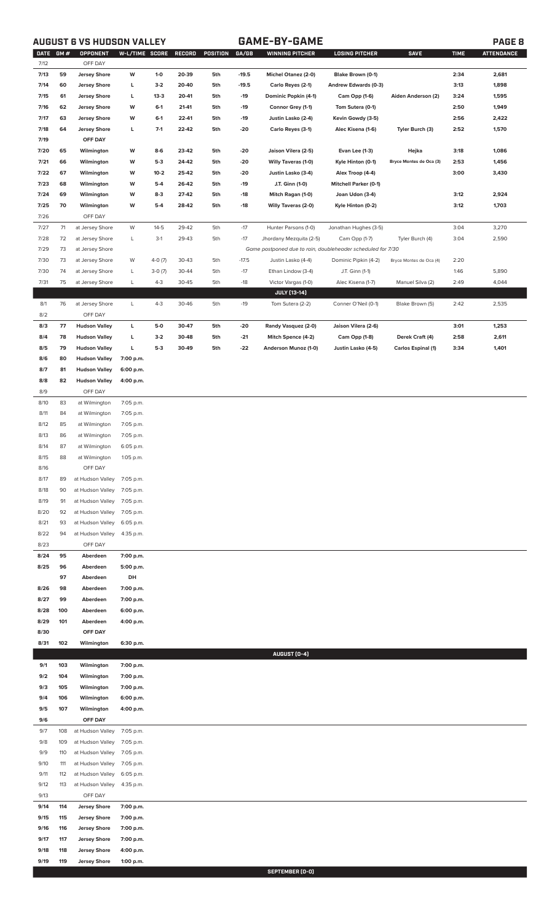## AUGUST 6 VS HUDSON VALLEY — GAME-BY-GAME

| DATE | GM # | OPPONENT | W-L/TIME | SCORE | RECORD | POSITION | GA/GB | WINNING PITCHER | LOSING PITCHER | SAVE | TIME | ATTENDANCE |
|---|---|---|---|---|---|---|---|---|---|---|---|---|
| 7/12 | | OFF DAY | | | | | | | | | | |
| 7/13 | 59 | Jersey Shore | W | 1-0 | 20-39 | 5th | -19.5 | Michel Otanez (2-0) | Blake Brown (0-1) | | 2:34 | 2,681 |
| 7/14 | 60 | Jersey Shore | L | 3-2 | 20-40 | 5th | -19.5 | Carlo Reyes (2-1) | Andrew Edwards (0-3) | | 3:13 | 1,898 |
| 7/15 | 61 | Jersey Shore | L | 13-3 | 20-41 | 5th | -19 | Dominic Popkin (4-1) | Cam Opp (1-6) | Aiden Anderson (2) | 3:24 | 1,595 |
| 7/16 | 62 | Jersey Shore | W | 6-1 | 21-41 | 5th | -19 | Connor Grey (1-1) | Tom Sutera (0-1) | | 2:50 | 1,949 |
| 7/17 | 63 | Jersey Shore | W | 6-1 | 22-41 | 5th | -19 | Justin Lasko (2-4) | Kevin Gowdy (3-5) | | 2:56 | 2,422 |
| 7/18 | 64 | Jersey Shore | L | 7-1 | 22-42 | 5th | -20 | Carlo Reyes (3-1) | Alec Kisena (1-6) | Tyler Burch (3) | 2:52 | 1,570 |
| 7/19 | | OFF DAY | | | | | | | | | | |
| 7/20 | 65 | Wilmington | W | 8-6 | 23-42 | 5th | -20 | Jaison Vilera (2-5) | Evan Lee (1-3) | Hejka | 3:18 | 1,086 |
| 7/21 | 66 | Wilmington | W | 5-3 | 24-42 | 5th | -20 | Willy Taveras (1-0) | Kyle Hinton (0-1) | Bryce Montes de Oca (3) | 2:53 | 1,456 |
| 7/22 | 67 | Wilmington | W | 10-2 | 25-42 | 5th | -20 | Justin Lasko (3-4) | Alex Troop (4-4) | | 3:00 | 3,430 |
| 7/23 | 68 | Wilmington | W | 5-4 | 26-42 | 5th | -19 | J.T. Ginn (1-0) | Mitchell Parker (0-1) | | | |
| 7/24 | 69 | Wilmington | W | 8-3 | 27-42 | 5th | -18 | Mitch Ragan (1-0) | Joan Udon (3-4) | | 3:12 | 2,924 |
| 7/25 | 70 | Wilmington | W | 5-4 | 28-42 | 5th | -18 | Willy Taveras (2-0) | Kyle Hinton (0-2) | | 3:12 | 1,703 |
| 7/26 | | OFF DAY | | | | | | | | | | |
| 7/27 | 71 | at Jersey Shore | W | 14-5 | 29-42 | 5th | -17 | Hunter Parsons (1-0) | Jonathan Hughes (3-5) | | 3:04 | 3,270 |
| 7/28 | 72 | at Jersey Shore | L | 3-1 | 29-43 | 5th | -17 | Jhordany Mezquita (2-5) | Cam Opp (1-7) | Tyler Burch (4) | 3:04 | 2,590 |
| 7/29 | 73 | at Jersey Shore | | | | | | *Game postponed due to rain, doubleheader scheduled for 7/30* | | | | |
| 7/30 | 73 | at Jersey Shore | W | 4-0 (7) | 30-43 | 5th | -17.5 | Justin Lasko (4-4) | Dominic Pipkin (4-2) | Bryce Montes de Oca (4) | 2:20 | |
| 7/30 | 74 | at Jersey Shore | L | 3-0 (7) | 30-44 | 5th | -17 | Ethan Lindow (3-4) | J.T. Ginn (1-1) | | 1:46 | 5,890 |
| 7/31 | 75 | at Jersey Shore | L | 4-3 | 30-45 | 5th | -18 | Victor Vargas (1-0) | Alec Kisena (1-7) | Manuel Silva (2) | 2:49 | 4,044 |
| | | | | | | | | **JULY (13-14)** | | | | |
| 8/1 | 76 | at Jersey Shore | L | 4-3 | 30-46 | 5th | -19 | Tom Sutera (2-2) | Conner O'Neil (0-1) | Blake Brown (5) | 2:42 | 2,535 |
| 8/2 | | OFF DAY | | | | | | | | | | |
| 8/3 | 77 | Hudson Valley | L | 5-0 | 30-47 | 5th | -20 | Randy Vasquez (2-0) | Jaison Vilera (2-6) | | 3:01 | 1,253 |
| 8/4 | 78 | Hudson Valley | L | 3-2 | 30-48 | 5th | -21 | Mitch Spence (4-2) | Cam Opp (1-8) | Derek Craft (4) | 2:58 | 2,611 |
| 8/5 | 79 | Hudson Valley | L | 5-3 | 30-49 | 5th | -22 | Anderson Munoz (1-0) | Justin Lasko (4-5) | Carlos Espinal (1) | 3:34 | 1,401 |
| 8/6 | 80 | Hudson Valley | 7:00 p.m. | | | | | | | | | |
| 8/7 | 81 | Hudson Valley | 6:00 p.m. | | | | | | | | | |
| 8/8 | 82 | Hudson Valley | 4:00 p.m. | | | | | | | | | |
| 8/9 | | OFF DAY | | | | | | | | | | |
| 8/10 | 83 | at Wilmington | 7:05 p.m. | | | | | | | | | |
| 8/11 | 84 | at Wilmington | 7:05 p.m. | | | | | | | | | |
| 8/12 | 85 | at Wilmington | 7:05 p.m. | | | | | | | | | |
| 8/13 | 86 | at Wilmington | 7:05 p.m. | | | | | | | | | |
| 8/14 | 87 | at Wilmington | 6:05 p.m. | | | | | | | | | |
| 8/15 | 88 | at Wilmington | 1:05 p.m. | | | | | | | | | |
| 8/16 | | OFF DAY | | | | | | | | | | |
| 8/17 | 89 | at Hudson Valley | 7:05 p.m. | | | | | | | | | |
| 8/18 | 90 | at Hudson Valley | 7:05 p.m. | | | | | | | | | |
| 8/19 | 91 | at Hudson Valley | 7:05 p.m. | | | | | | | | | |
| 8/20 | 92 | at Hudson Valley | 7:05 p.m. | | | | | | | | | |
| 8/21 | 93 | at Hudson Valley | 6:05 p.m. | | | | | | | | | |
| 8/22 | 94 | at Hudson Valley | 4:35 p.m. | | | | | | | | | |
| 8/23 | | OFF DAY | | | | | | | | | | |
| 8/24 | 95 | Aberdeen | 7:00 p.m. | | | | | | | | | |
| 8/25 | 96 | Aberdeen | 5:00 p.m. | | | | | | | | | |
| | 97 | Aberdeen | DH | | | | | | | | | |
| 8/26 | 98 | Aberdeen | 7:00 p.m. | | | | | | | | | |
| 8/27 | 99 | Aberdeen | 7:00 p.m. | | | | | | | | | |
| 8/28 | 100 | Aberdeen | 6:00 p.m. | | | | | | | | | |
| 8/29 | 101 | Aberdeen | 4:00 p.m. | | | | | | | | | |
| 8/30 | | OFF DAY | | | | | | | | | | |
| 8/31 | 102 | Wilmington | 6:30 p.m. | | | | | | | | | |
| | | | | | | | | **AUGUST (0-4)** | | | | |
| 9/1 | 103 | Wilmington | 7:00 p.m. | | | | | | | | | |
| 9/2 | 104 | Wilmington | 7:00 p.m. | | | | | | | | | |
| 9/3 | 105 | Wilmington | 7:00 p.m. | | | | | | | | | |
| 9/4 | 106 | Wilmington | 6:00 p.m. | | | | | | | | | |
| 9/5 | 107 | Wilmington | 4:00 p.m. | | | | | | | | | |
| 9/6 | | OFF DAY | | | | | | | | | | |
| 9/7 | 108 | at Hudson Valley | 7:05 p.m. | | | | | | | | | |
| 9/8 | 109 | at Hudson Valley | 7:05 p.m. | | | | | | | | | |
| 9/9 | 110 | at Hudson Valley | 7:05 p.m. | | | | | | | | | |
| 9/10 | 111 | at Hudson Valley | 7:05 p.m. | | | | | | | | | |
| 9/11 | 112 | at Hudson Valley | 6:05 p.m. | | | | | | | | | |
| 9/12 | 113 | at Hudson Valley | 4:35 p.m. | | | | | | | | | |
| 9/13 | | OFF DAY | | | | | | | | | | |
| 9/14 | 114 | Jersey Shore | 7:00 p.m. | | | | | | | | | |
| 9/15 | 115 | Jersey Shore | 7:00 p.m. | | | | | | | | | |
| 9/16 | 116 | Jersey Shore | 7:00 p.m. | | | | | | | | | |
| 9/17 | 117 | Jersey Shore | 7:00 p.m. | | | | | | | | | |
| 9/18 | 118 | Jersey Shore | 4:00 p.m. | | | | | | | | | |
| 9/19 | 119 | Jersey Shore | 1:00 p.m. | | | | | | | | | |
| | | | | | | | | **SEPTEMBER (0-0)** | | | | |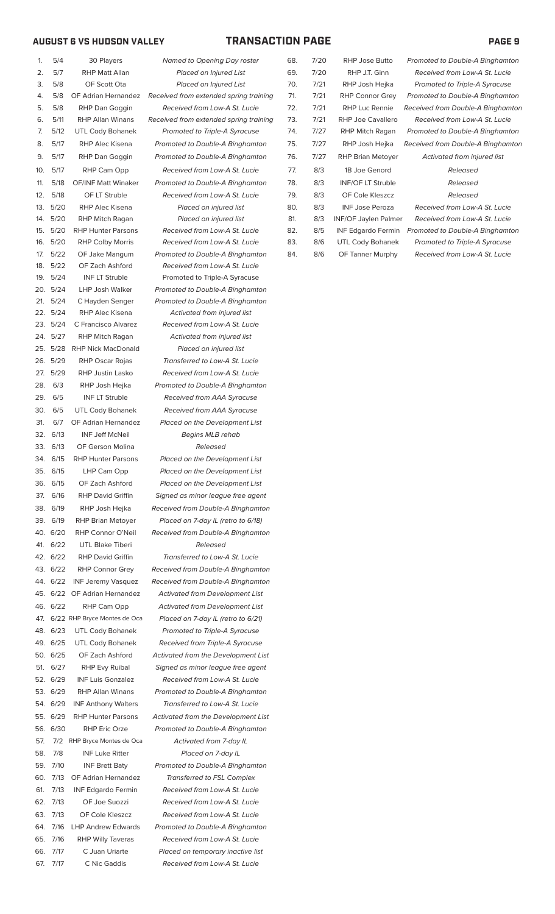## TRANSACTION PAGE

| | | | |
|---|---|---|---|
| 1. | 5/4 | 30 Players | *Named to Opening Day roster* |
| 2. | 5/7 | RHP Matt Allan | *Placed on Injured List* |
| 3. | 5/8 | OF Scott Ota | *Placed on Injured List* |
| 4. | 5/8 | OF Adrian Hernandez | *Received from extended spring training* |
| 5. | 5/8 | RHP Dan Goggin | *Received from Low-A St. Lucie* |
| 6. | 5/11 | RHP Allan Winans | *Received from extended spring training* |
| 7. | 5/12 | UTL Cody Bohanek | *Promoted to Triple-A Syracuse* |
| 8. | 5/17 | RHP Alec Kisena | *Promoted to Double-A Binghamton* |
| 9. | 5/17 | RHP Dan Goggin | *Promoted to Double-A Binghamton* |
| 10. | 5/17 | RHP Cam Opp | *Received from Low-A St. Lucie* |
| 11. | 5/18 | OF/INF Matt Winaker | *Promoted to Double-A Binghamton* |
| 12. | 5/18 | OF LT Struble | *Received from Low-A St. Lucie* |
| 13. | 5/20 | RHP Alec Kisena | *Placed on injured list* |
| 14. | 5/20 | RHP Mitch Ragan | *Placed on injured list* |
| 15. | 5/20 | RHP Hunter Parsons | *Received from Low-A St. Lucie* |
| 16. | 5/20 | RHP Colby Morris | *Received from Low-A St. Lucie* |
| 17. | 5/22 | OF Jake Mangum | *Promoted to Double-A Binghamton* |
| 18. | 5/22 | OF Zach Ashford | *Received from Low-A St. Lucie* |
| 19. | 5/24 | INF LT Struble | Promoted to Triple-A Syracuse |
| 20. | 5/24 | LHP Josh Walker | *Promoted to Double-A Binghamton* |
| 21. | 5/24 | C Hayden Senger | *Promoted to Double-A Binghamton* |
| 22. | 5/24 | RHP Alec Kisena | *Activated from injured list* |
| 23. | 5/24 | C Francisco Alvarez | *Received from Low-A St. Lucie* |
| 24. | 5/27 | RHP Mitch Ragan | *Activated from injured list* |
| 25. | 5/28 | RHP Nick MacDonald | *Placed on injured list* |
| 26. | 5/29 | RHP Oscar Rojas | *Transferred to Low-A St. Lucie* |
| 27. | 5/29 | RHP Justin Lasko | *Received from Low-A St. Lucie* |
| 28. | 6/3 | RHP Josh Hejka | *Promoted to Double-A Binghamton* |
| 29. | 6/5 | INF LT Struble | *Received from AAA Syracuse* |
| 30. | 6/5 | UTL Cody Bohanek | *Received from AAA Syracuse* |
| 31. | 6/7 | OF Adrian Hernandez | *Placed on the Development List* |
| 32. | 6/13 | INF Jeff McNeil | *Begins MLB rehab* |
| 33. | 6/13 | OF Gerson Molina | *Released* |
| 34. | 6/15 | RHP Hunter Parsons | *Placed on the Development List* |
| 35. | 6/15 | LHP Cam Opp | *Placed on the Development List* |
| 36. | 6/15 | OF Zach Ashford | *Placed on the Development List* |
| 37. | 6/16 | RHP David Griffin | *Signed as minor league free agent* |
| 38. | 6/19 | RHP Josh Hejka | *Received from Double-A Binghamton* |
| 39. | 6/19 | RHP Brian Metoyer | *Placed on 7-day IL (retro to 6/18)* |
| 40. | 6/20 | RHP Connor O'Neil | *Received from Double-A Binghamton* |
| 41. | 6/22 | UTL Blake Tiberi | *Released* |
| 42. | 6/22 | RHP David Griffin | *Transferred to Low-A St. Lucie* |
| 43. | 6/22 | RHP Connor Grey | *Received from Double-A Binghamton* |
| 44. | 6/22 | INF Jeremy Vasquez | *Received from Double-A Binghamton* |
| 45. | 6/22 | OF Adrian Hernandez | *Activated from Development List* |
| 46. | 6/22 | RHP Cam Opp | *Activated from Development List* |
| 47. | 6/22 | RHP Bryce Montes de Oca | *Placed on 7-day IL (retro to 6/21)* |
| 48. | 6/23 | UTL Cody Bohanek | *Promoted to Triple-A Syracuse* |
| 49. | 6/25 | UTL Cody Bohanek | *Received from Triple-A Syracuse* |
| 50. | 6/25 | OF Zach Ashford | *Activated from the Development List* |
| 51. | 6/27 | RHP Evy Ruibal | *Signed as minor league free agent* |
| 52. | 6/29 | INF Luis Gonzalez | *Received from Low-A St. Lucie* |
| 53. | 6/29 | RHP Allan Winans | *Promoted to Double-A Binghamton* |
| 54. | 6/29 | INF Anthony Walters | *Transferred to Low-A St. Lucie* |
| 55. | 6/29 | RHP Hunter Parsons | *Activated from the Development List* |
| 56. | 6/30 | RHP Eric Orze | *Promoted to Double-A Binghamton* |
| 57. | 7/2 | RHP Bryce Montes de Oca | *Activated from 7-day IL* |
| 58. | 7/8 | INF Luke Ritter | *Placed on 7-day IL* |
| 59. | 7/10 | INF Brett Baty | *Promoted to Double-A Binghamton* |
| 60. | 7/13 | OF Adrian Hernandez | *Transferred to FSL Complex* |
| 61. | 7/13 | INF Edgardo Fermin | *Received from Low-A St. Lucie* |
| 62. | 7/13 | OF Joe Suozzi | *Received from Low-A St. Lucie* |
| 63. | 7/13 | OF Cole Kleszcz | *Received from Low-A St. Lucie* |
| 64. | 7/16 | LHP Andrew Edwards | *Promoted to Double-A Binghamton* |
| 65. | 7/16 | RHP Willy Taveras | *Received from Low-A St. Lucie* |
| 66. | 7/17 | C Juan Uriarte | *Placed on temporary inactive list* |
| 67. | 7/17 | C Nic Gaddis | *Received from Low-A St. Lucie* |
| 68. | 7/20 | RHP Jose Butto | *Promoted to Double-A Binghamton* |
| 69. | 7/20 | RHP J.T. Ginn | *Received from Low-A St. Lucie* |
| 70. | 7/21 | RHP Josh Hejka | *Promoted to Triple-A Syracuse* |
| 71. | 7/21 | RHP Connor Grey | *Promoted to Double-A Binghamton* |
| 72. | 7/21 | RHP Luc Rennie | *Received from Double-A Binghamton* |
| 73. | 7/21 | RHP Joe Cavallero | *Received from Low-A St. Lucie* |
| 74. | 7/27 | RHP Mitch Ragan | *Promoted to Double-A Binghamton* |
| 75. | 7/27 | RHP Josh Hejka | *Received from Double-A Binghamton* |
| 76. | 7/27 | RHP Brian Metoyer | *Activated from injured list* |
| 77. | 8/3 | 1B Joe Genord | *Released* |
| 78. | 8/3 | INF/OF LT Struble | *Released* |
| 79. | 8/3 | OF Cole Kleszcz | *Released* |
| 80. | 8/3 | INF Jose Peroza | *Received from Low-A St. Lucie* |
| 81. | 8/3 | INF/OF Jaylen Palmer | *Received from Low-A St. Lucie* |
| 82. | 8/5 | INF Edgardo Fermin | *Promoted to Double-A Binghamton* |
| 83. | 8/6 | UTL Cody Bohanek | *Promoted to Triple-A Syracuse* |
| 84. | 8/6 | OF Tanner Murphy | *Received from Low-A St. Lucie* |